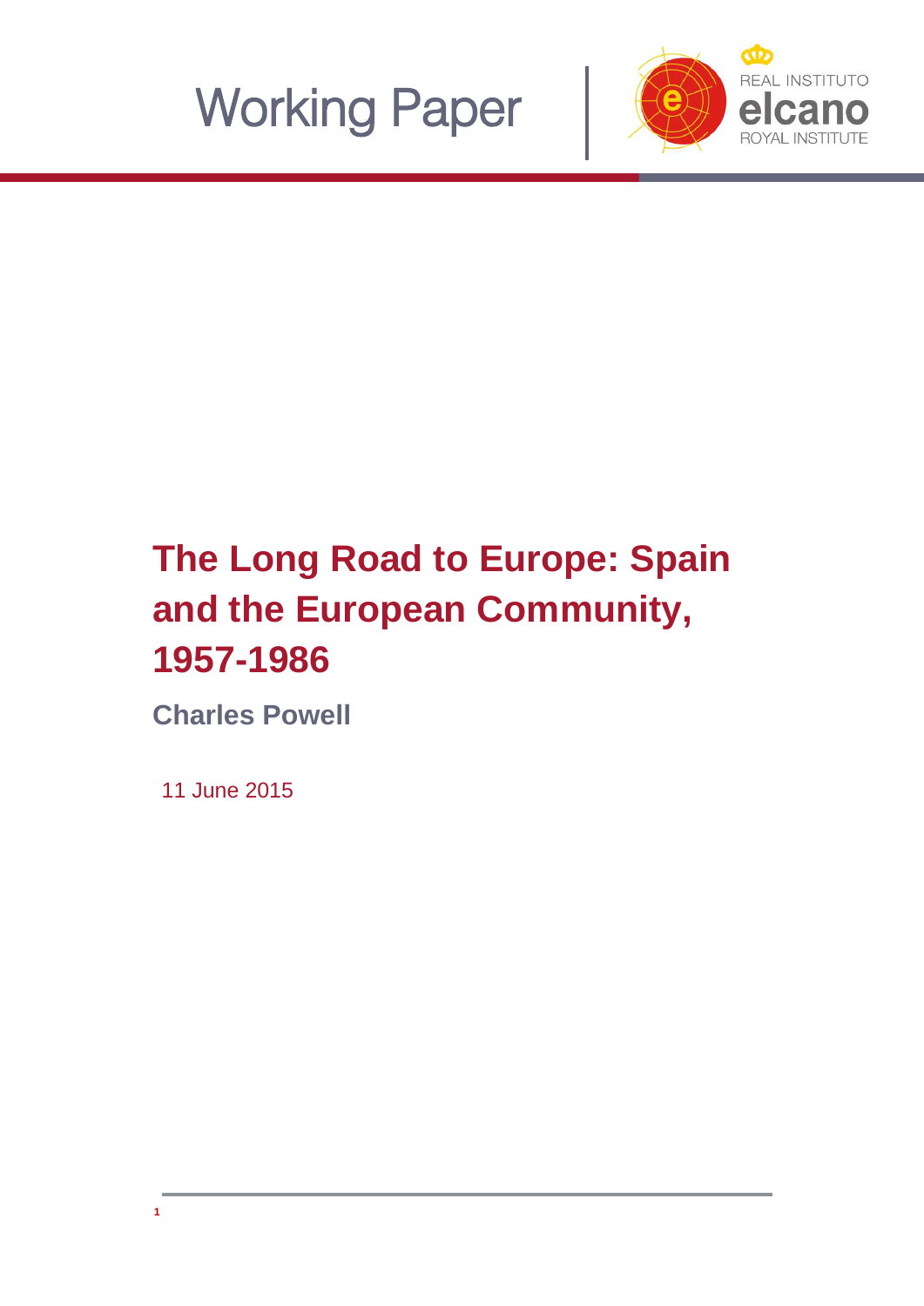Working Paper

REAL INSTITUTO
elcano
ROYAL INSTITUTE

# The Long Road to Europe: Spain and the European Community, 1957-1986

**Charles Powell**

11 June 2015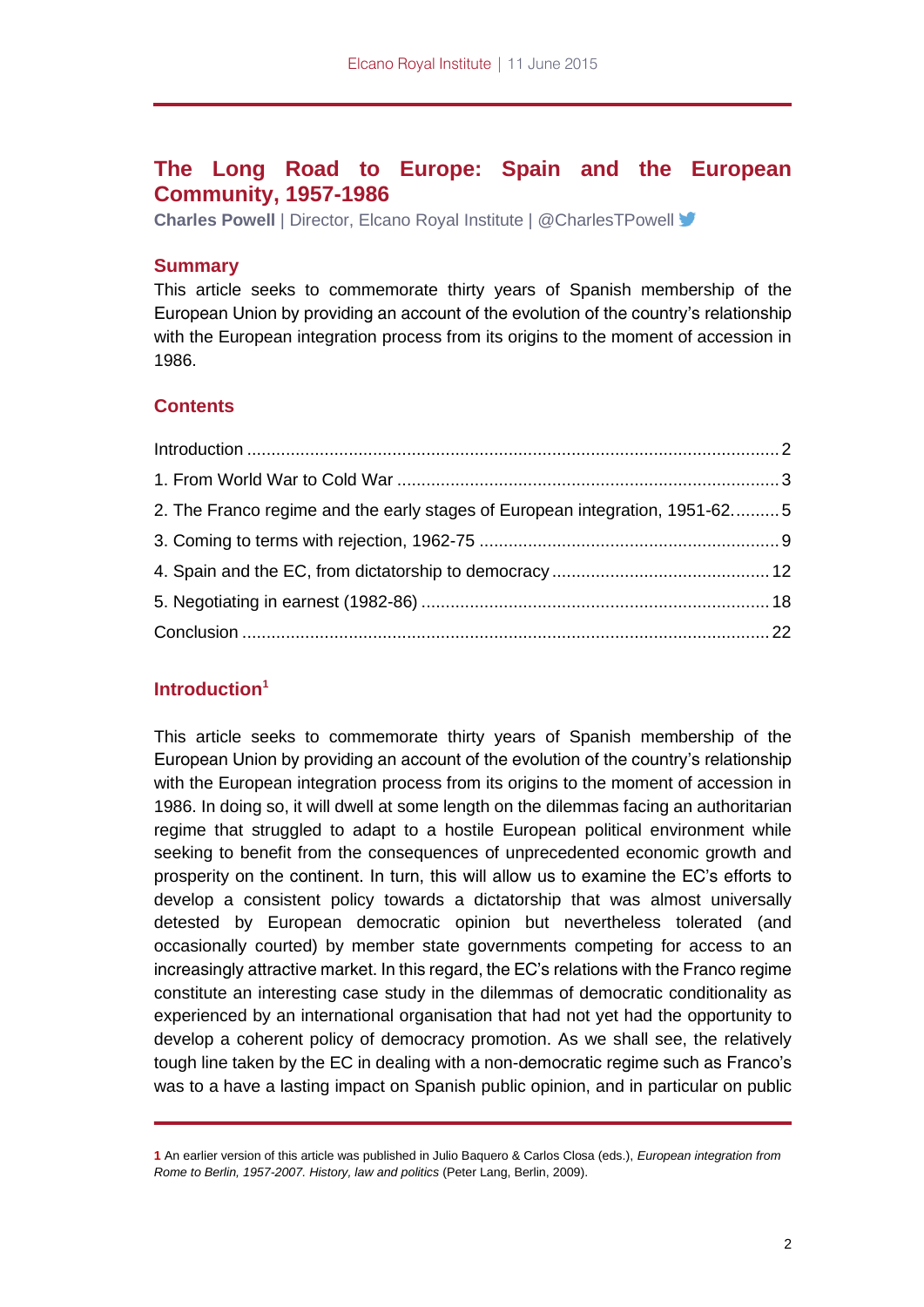# The Long Road to Europe: Spain and the European Community, 1957-1986

**Charles Powell** | Director, Elcano Royal Institute | @CharlesTPowell

## Summary

This article seeks to commemorate thirty years of Spanish membership of the European Union by providing an account of the evolution of the country's relationship with the European integration process from its origins to the moment of accession in 1986.

## Contents

- Introduction ..... 2
- 1. From World War to Cold War ..... 3
- 2. The Franco regime and the early stages of European integration, 1951-62 ..... 5
- 3. Coming to terms with rejection, 1962-75 ..... 9
- 4. Spain and the EC, from dictatorship to democracy ..... 12
- 5. Negotiating in earnest (1982-86) ..... 18
- Conclusion ..... 22

## Introduction[1]

This article seeks to commemorate thirty years of Spanish membership of the European Union by providing an account of the evolution of the country's relationship with the European integration process from its origins to the moment of accession in 1986. In doing so, it will dwell at some length on the dilemmas facing an authoritarian regime that struggled to adapt to a hostile European political environment while seeking to benefit from the consequences of unprecedented economic growth and prosperity on the continent. In turn, this will allow us to examine the EC's efforts to develop a consistent policy towards a dictatorship that was almost universally detested by European democratic opinion but nevertheless tolerated (and occasionally courted) by member state governments competing for access to an increasingly attractive market. In this regard, the EC's relations with the Franco regime constitute an interesting case study in the dilemmas of democratic conditionality as experienced by an international organisation that had not yet had the opportunity to develop a coherent policy of democracy promotion. As we shall see, the relatively tough line taken by the EC in dealing with a non-democratic regime such as Franco's was to a have a lasting impact on Spanish public opinion, and in particular on public

---

**1** An earlier version of this article was published in Julio Baquero & Carlos Closa (eds.), *European integration from Rome to Berlin, 1957-2007. History, law and politics* (Peter Lang, Berlin, 2009).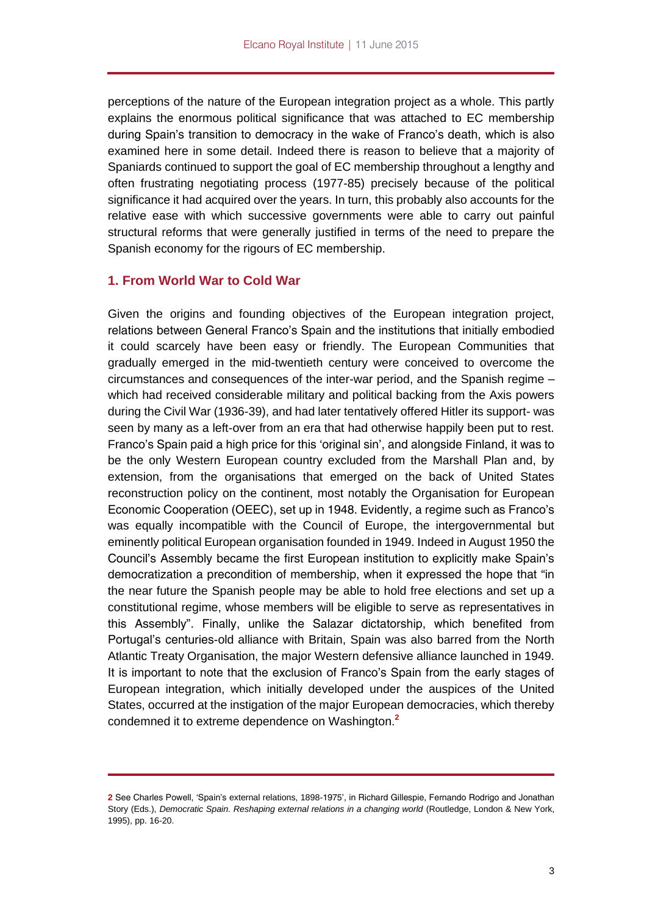perceptions of the nature of the European integration project as a whole. This partly explains the enormous political significance that was attached to EC membership during Spain's transition to democracy in the wake of Franco's death, which is also examined here in some detail. Indeed there is reason to believe that a majority of Spaniards continued to support the goal of EC membership throughout a lengthy and often frustrating negotiating process (1977-85) precisely because of the political significance it had acquired over the years. In turn, this probably also accounts for the relative ease with which successive governments were able to carry out painful structural reforms that were generally justified in terms of the need to prepare the Spanish economy for the rigours of EC membership.

## 1. From World War to Cold War

Given the origins and founding objectives of the European integration project, relations between General Franco's Spain and the institutions that initially embodied it could scarcely have been easy or friendly. The European Communities that gradually emerged in the mid-twentieth century were conceived to overcome the circumstances and consequences of the inter-war period, and the Spanish regime – which had received considerable military and political backing from the Axis powers during the Civil War (1936-39), and had later tentatively offered Hitler its support- was seen by many as a left-over from an era that had otherwise happily been put to rest. Franco's Spain paid a high price for this 'original sin', and alongside Finland, it was to be the only Western European country excluded from the Marshall Plan and, by extension, from the organisations that emerged on the back of United States reconstruction policy on the continent, most notably the Organisation for European Economic Cooperation (OEEC), set up in 1948. Evidently, a regime such as Franco's was equally incompatible with the Council of Europe, the intergovernmental but eminently political European organisation founded in 1949. Indeed in August 1950 the Council's Assembly became the first European institution to explicitly make Spain's democratization a precondition of membership, when it expressed the hope that "in the near future the Spanish people may be able to hold free elections and set up a constitutional regime, whose members will be eligible to serve as representatives in this Assembly". Finally, unlike the Salazar dictatorship, which benefited from Portugal's centuries-old alliance with Britain, Spain was also barred from the North Atlantic Treaty Organisation, the major Western defensive alliance launched in 1949. It is important to note that the exclusion of Franco's Spain from the early stages of European integration, which initially developed under the auspices of the United States, occurred at the instigation of the major European democracies, which thereby condemned it to extreme dependence on Washington.[2]

---

[2] See Charles Powell, 'Spain's external relations, 1898-1975', in Richard Gillespie, Fernando Rodrigo and Jonathan Story (Eds.), *Democratic Spain. Reshaping external relations in a changing world* (Routledge, London & New York, 1995), pp. 16-20.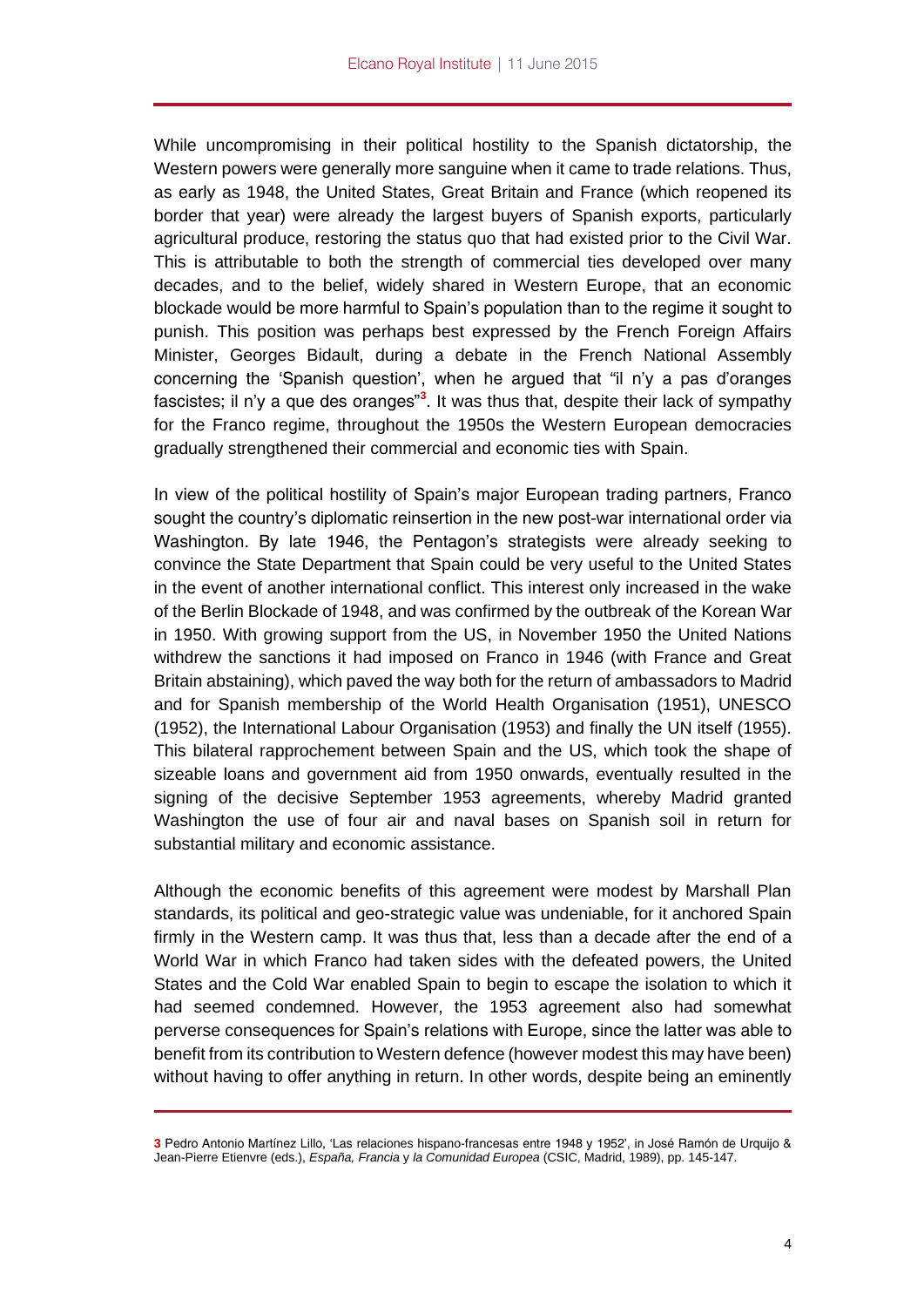While uncompromising in their political hostility to the Spanish dictatorship, the Western powers were generally more sanguine when it came to trade relations. Thus, as early as 1948, the United States, Great Britain and France (which reopened its border that year) were already the largest buyers of Spanish exports, particularly agricultural produce, restoring the status quo that had existed prior to the Civil War. This is attributable to both the strength of commercial ties developed over many decades, and to the belief, widely shared in Western Europe, that an economic blockade would be more harmful to Spain's population than to the regime it sought to punish. This position was perhaps best expressed by the French Foreign Affairs Minister, Georges Bidault, during a debate in the French National Assembly concerning the 'Spanish question', when he argued that "il n'y a pas d'oranges fascistes; il n'y a que des oranges"[3]. It was thus that, despite their lack of sympathy for the Franco regime, throughout the 1950s the Western European democracies gradually strengthened their commercial and economic ties with Spain.

In view of the political hostility of Spain's major European trading partners, Franco sought the country's diplomatic reinsertion in the new post-war international order via Washington. By late 1946, the Pentagon's strategists were already seeking to convince the State Department that Spain could be very useful to the United States in the event of another international conflict. This interest only increased in the wake of the Berlin Blockade of 1948, and was confirmed by the outbreak of the Korean War in 1950. With growing support from the US, in November 1950 the United Nations withdrew the sanctions it had imposed on Franco in 1946 (with France and Great Britain abstaining), which paved the way both for the return of ambassadors to Madrid and for Spanish membership of the World Health Organisation (1951), UNESCO (1952), the International Labour Organisation (1953) and finally the UN itself (1955). This bilateral rapprochement between Spain and the US, which took the shape of sizeable loans and government aid from 1950 onwards, eventually resulted in the signing of the decisive September 1953 agreements, whereby Madrid granted Washington the use of four air and naval bases on Spanish soil in return for substantial military and economic assistance.

Although the economic benefits of this agreement were modest by Marshall Plan standards, its political and geo-strategic value was undeniable, for it anchored Spain firmly in the Western camp. It was thus that, less than a decade after the end of a World War in which Franco had taken sides with the defeated powers, the United States and the Cold War enabled Spain to begin to escape the isolation to which it had seemed condemned. However, the 1953 agreement also had somewhat perverse consequences for Spain's relations with Europe, since the latter was able to benefit from its contribution to Western defence (however modest this may have been) without having to offer anything in return. In other words, despite being an eminently

---

[3] Pedro Antonio Martínez Lillo, 'Las relaciones hispano-francesas entre 1948 y 1952', in José Ramón de Urquijo & Jean-Pierre Etienvre (eds.), *España, Francia y la Comunidad Europea* (CSIC, Madrid, 1989), pp. 145-147.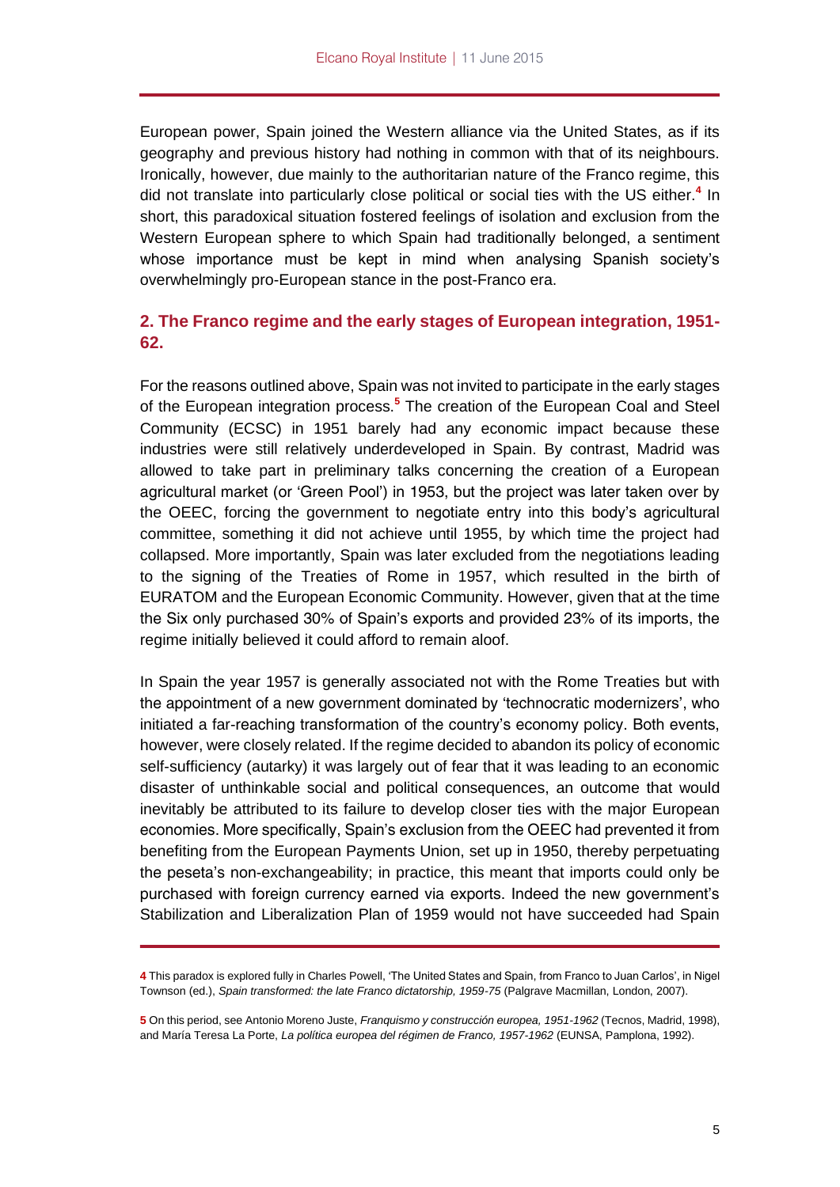European power, Spain joined the Western alliance via the United States, as if its geography and previous history had nothing in common with that of its neighbours. Ironically, however, due mainly to the authoritarian nature of the Franco regime, this did not translate into particularly close political or social ties with the US either.[4] In short, this paradoxical situation fostered feelings of isolation and exclusion from the Western European sphere to which Spain had traditionally belonged, a sentiment whose importance must be kept in mind when analysing Spanish society's overwhelmingly pro-European stance in the post-Franco era.

## 2. The Franco regime and the early stages of European integration, 1951-62.

For the reasons outlined above, Spain was not invited to participate in the early stages of the European integration process.[5] The creation of the European Coal and Steel Community (ECSC) in 1951 barely had any economic impact because these industries were still relatively underdeveloped in Spain. By contrast, Madrid was allowed to take part in preliminary talks concerning the creation of a European agricultural market (or 'Green Pool') in 1953, but the project was later taken over by the OEEC, forcing the government to negotiate entry into this body's agricultural committee, something it did not achieve until 1955, by which time the project had collapsed. More importantly, Spain was later excluded from the negotiations leading to the signing of the Treaties of Rome in 1957, which resulted in the birth of EURATOM and the European Economic Community. However, given that at the time the Six only purchased 30% of Spain's exports and provided 23% of its imports, the regime initially believed it could afford to remain aloof.

In Spain the year 1957 is generally associated not with the Rome Treaties but with the appointment of a new government dominated by 'technocratic modernizers', who initiated a far-reaching transformation of the country's economy policy. Both events, however, were closely related. If the regime decided to abandon its policy of economic self-sufficiency (autarky) it was largely out of fear that it was leading to an economic disaster of unthinkable social and political consequences, an outcome that would inevitably be attributed to its failure to develop closer ties with the major European economies. More specifically, Spain's exclusion from the OEEC had prevented it from benefiting from the European Payments Union, set up in 1950, thereby perpetuating the peseta's non-exchangeability; in practice, this meant that imports could only be purchased with foreign currency earned via exports. Indeed the new government's Stabilization and Liberalization Plan of 1959 would not have succeeded had Spain

---

[4] This paradox is explored fully in Charles Powell, 'The United States and Spain, from Franco to Juan Carlos', in Nigel Townson (ed.), *Spain transformed: the late Franco dictatorship, 1959-75* (Palgrave Macmillan, London, 2007).

[5] On this period, see Antonio Moreno Juste, *Franquismo y construcción europea, 1951-1962* (Tecnos, Madrid, 1998), and María Teresa La Porte, *La política europea del régimen de Franco, 1957-1962* (EUNSA, Pamplona, 1992).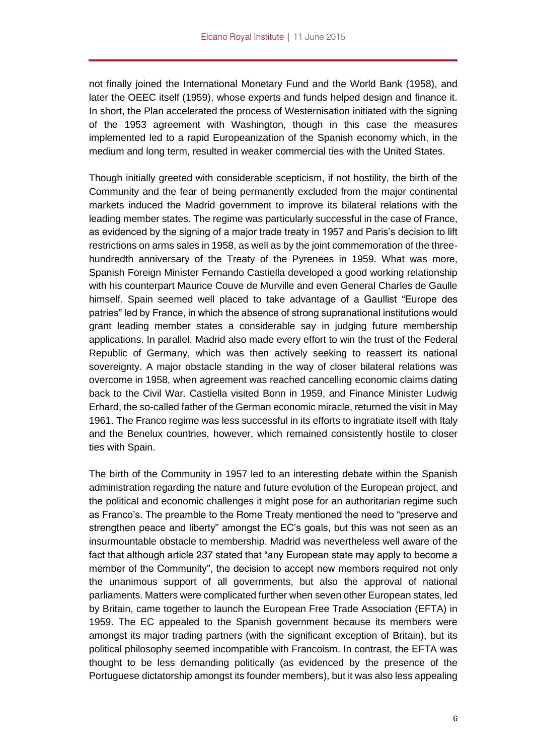not finally joined the International Monetary Fund and the World Bank (1958), and later the OEEC itself (1959), whose experts and funds helped design and finance it. In short, the Plan accelerated the process of Westernisation initiated with the signing of the 1953 agreement with Washington, though in this case the measures implemented led to a rapid Europeanization of the Spanish economy which, in the medium and long term, resulted in weaker commercial ties with the United States.

Though initially greeted with considerable scepticism, if not hostility, the birth of the Community and the fear of being permanently excluded from the major continental markets induced the Madrid government to improve its bilateral relations with the leading member states. The regime was particularly successful in the case of France, as evidenced by the signing of a major trade treaty in 1957 and Paris's decision to lift restrictions on arms sales in 1958, as well as by the joint commemoration of the three-hundredth anniversary of the Treaty of the Pyrenees in 1959. What was more, Spanish Foreign Minister Fernando Castiella developed a good working relationship with his counterpart Maurice Couve de Murville and even General Charles de Gaulle himself. Spain seemed well placed to take advantage of a Gaullist "Europe des patries" led by France, in which the absence of strong supranational institutions would grant leading member states a considerable say in judging future membership applications. In parallel, Madrid also made every effort to win the trust of the Federal Republic of Germany, which was then actively seeking to reassert its national sovereignty. A major obstacle standing in the way of closer bilateral relations was overcome in 1958, when agreement was reached cancelling economic claims dating back to the Civil War. Castiella visited Bonn in 1959, and Finance Minister Ludwig Erhard, the so-called father of the German economic miracle, returned the visit in May 1961. The Franco regime was less successful in its efforts to ingratiate itself with Italy and the Benelux countries, however, which remained consistently hostile to closer ties with Spain.

The birth of the Community in 1957 led to an interesting debate within the Spanish administration regarding the nature and future evolution of the European project, and the political and economic challenges it might pose for an authoritarian regime such as Franco's. The preamble to the Rome Treaty mentioned the need to "preserve and strengthen peace and liberty" amongst the EC's goals, but this was not seen as an insurmountable obstacle to membership. Madrid was nevertheless well aware of the fact that although article 237 stated that "any European state may apply to become a member of the Community", the decision to accept new members required not only the unanimous support of all governments, but also the approval of national parliaments. Matters were complicated further when seven other European states, led by Britain, came together to launch the European Free Trade Association (EFTA) in 1959. The EC appealed to the Spanish government because its members were amongst its major trading partners (with the significant exception of Britain), but its political philosophy seemed incompatible with Francoism. In contrast, the EFTA was thought to be less demanding politically (as evidenced by the presence of the Portuguese dictatorship amongst its founder members), but it was also less appealing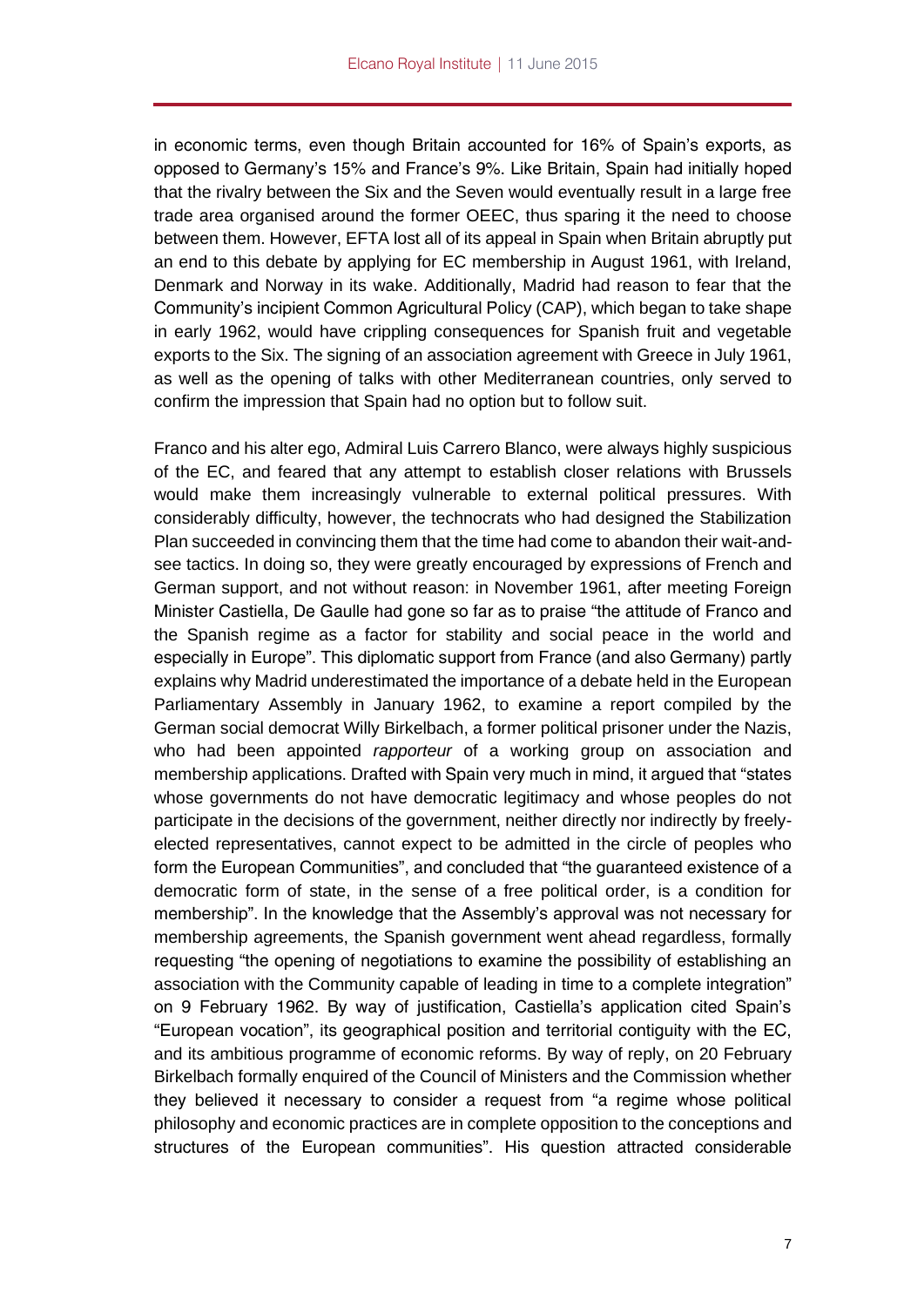in economic terms, even though Britain accounted for 16% of Spain's exports, as opposed to Germany's 15% and France's 9%. Like Britain, Spain had initially hoped that the rivalry between the Six and the Seven would eventually result in a large free trade area organised around the former OEEC, thus sparing it the need to choose between them. However, EFTA lost all of its appeal in Spain when Britain abruptly put an end to this debate by applying for EC membership in August 1961, with Ireland, Denmark and Norway in its wake. Additionally, Madrid had reason to fear that the Community's incipient Common Agricultural Policy (CAP), which began to take shape in early 1962, would have crippling consequences for Spanish fruit and vegetable exports to the Six. The signing of an association agreement with Greece in July 1961, as well as the opening of talks with other Mediterranean countries, only served to confirm the impression that Spain had no option but to follow suit.

Franco and his alter ego, Admiral Luis Carrero Blanco, were always highly suspicious of the EC, and feared that any attempt to establish closer relations with Brussels would make them increasingly vulnerable to external political pressures. With considerably difficulty, however, the technocrats who had designed the Stabilization Plan succeeded in convincing them that the time had come to abandon their wait-and-see tactics. In doing so, they were greatly encouraged by expressions of French and German support, and not without reason: in November 1961, after meeting Foreign Minister Castiella, De Gaulle had gone so far as to praise "the attitude of Franco and the Spanish regime as a factor for stability and social peace in the world and especially in Europe". This diplomatic support from France (and also Germany) partly explains why Madrid underestimated the importance of a debate held in the European Parliamentary Assembly in January 1962, to examine a report compiled by the German social democrat Willy Birkelbach, a former political prisoner under the Nazis, who had been appointed *rapporteur* of a working group on association and membership applications. Drafted with Spain very much in mind, it argued that "states whose governments do not have democratic legitimacy and whose peoples do not participate in the decisions of the government, neither directly nor indirectly by freely-elected representatives, cannot expect to be admitted in the circle of peoples who form the European Communities", and concluded that "the guaranteed existence of a democratic form of state, in the sense of a free political order, is a condition for membership". In the knowledge that the Assembly's approval was not necessary for membership agreements, the Spanish government went ahead regardless, formally requesting "the opening of negotiations to examine the possibility of establishing an association with the Community capable of leading in time to a complete integration" on 9 February 1962. By way of justification, Castiella's application cited Spain's "European vocation", its geographical position and territorial contiguity with the EC, and its ambitious programme of economic reforms. By way of reply, on 20 February Birkelbach formally enquired of the Council of Ministers and the Commission whether they believed it necessary to consider a request from "a regime whose political philosophy and economic practices are in complete opposition to the conceptions and structures of the European communities". His question attracted considerable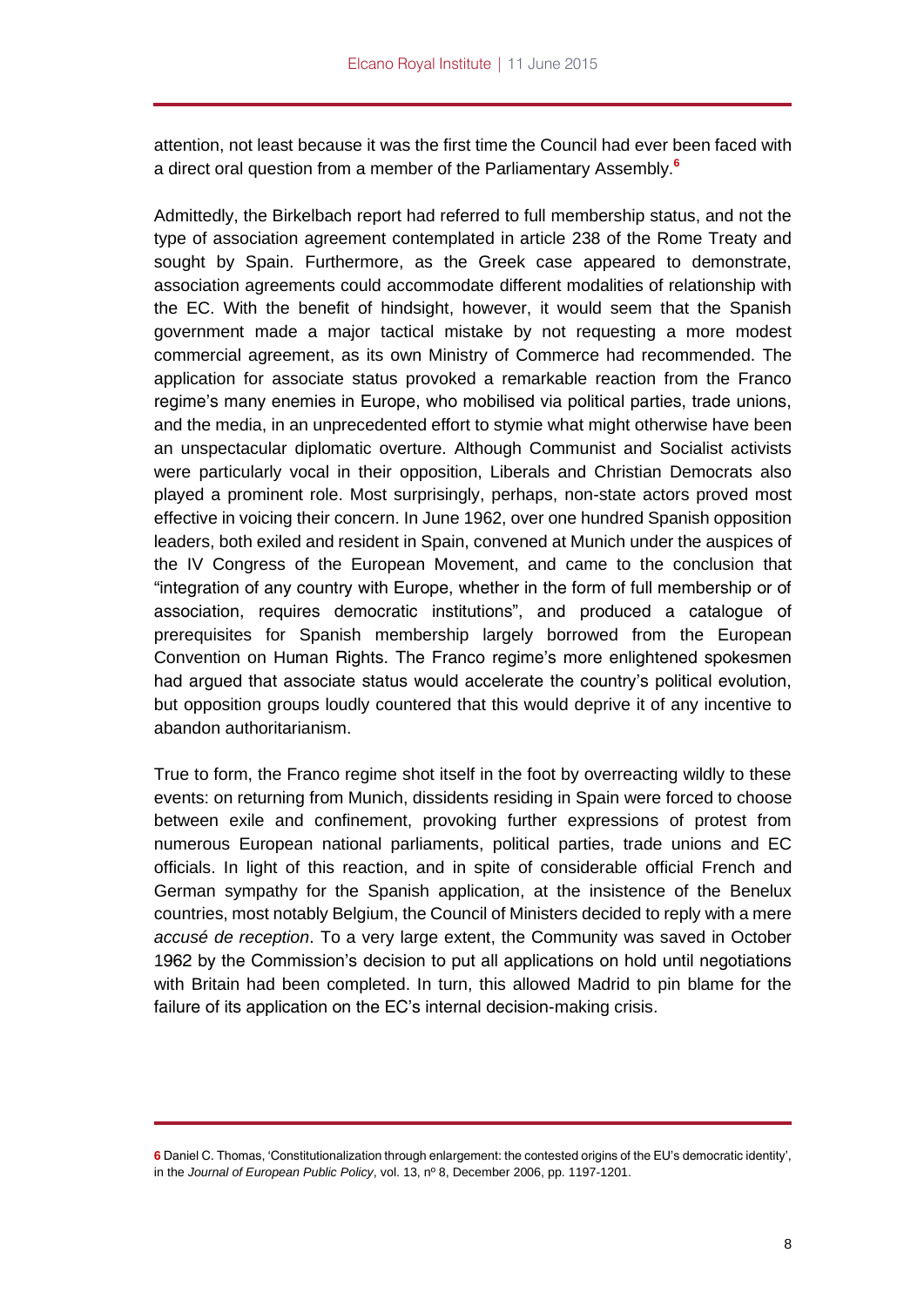attention, not least because it was the first time the Council had ever been faced with a direct oral question from a member of the Parliamentary Assembly.[6]

Admittedly, the Birkelbach report had referred to full membership status, and not the type of association agreement contemplated in article 238 of the Rome Treaty and sought by Spain. Furthermore, as the Greek case appeared to demonstrate, association agreements could accommodate different modalities of relationship with the EC. With the benefit of hindsight, however, it would seem that the Spanish government made a major tactical mistake by not requesting a more modest commercial agreement, as its own Ministry of Commerce had recommended. The application for associate status provoked a remarkable reaction from the Franco regime's many enemies in Europe, who mobilised via political parties, trade unions, and the media, in an unprecedented effort to stymie what might otherwise have been an unspectacular diplomatic overture. Although Communist and Socialist activists were particularly vocal in their opposition, Liberals and Christian Democrats also played a prominent role. Most surprisingly, perhaps, non-state actors proved most effective in voicing their concern. In June 1962, over one hundred Spanish opposition leaders, both exiled and resident in Spain, convened at Munich under the auspices of the IV Congress of the European Movement, and came to the conclusion that "integration of any country with Europe, whether in the form of full membership or of association, requires democratic institutions", and produced a catalogue of prerequisites for Spanish membership largely borrowed from the European Convention on Human Rights. The Franco regime's more enlightened spokesmen had argued that associate status would accelerate the country's political evolution, but opposition groups loudly countered that this would deprive it of any incentive to abandon authoritarianism.

True to form, the Franco regime shot itself in the foot by overreacting wildly to these events: on returning from Munich, dissidents residing in Spain were forced to choose between exile and confinement, provoking further expressions of protest from numerous European national parliaments, political parties, trade unions and EC officials. In light of this reaction, and in spite of considerable official French and German sympathy for the Spanish application, at the insistence of the Benelux countries, most notably Belgium, the Council of Ministers decided to reply with a mere *accusé de reception*. To a very large extent, the Community was saved in October 1962 by the Commission's decision to put all applications on hold until negotiations with Britain had been completed. In turn, this allowed Madrid to pin blame for the failure of its application on the EC's internal decision-making crisis.

---

6 Daniel C. Thomas, 'Constitutionalization through enlargement: the contested origins of the EU's democratic identity', in the *Journal of European Public Policy*, vol. 13, nº 8, December 2006, pp. 1197-1201.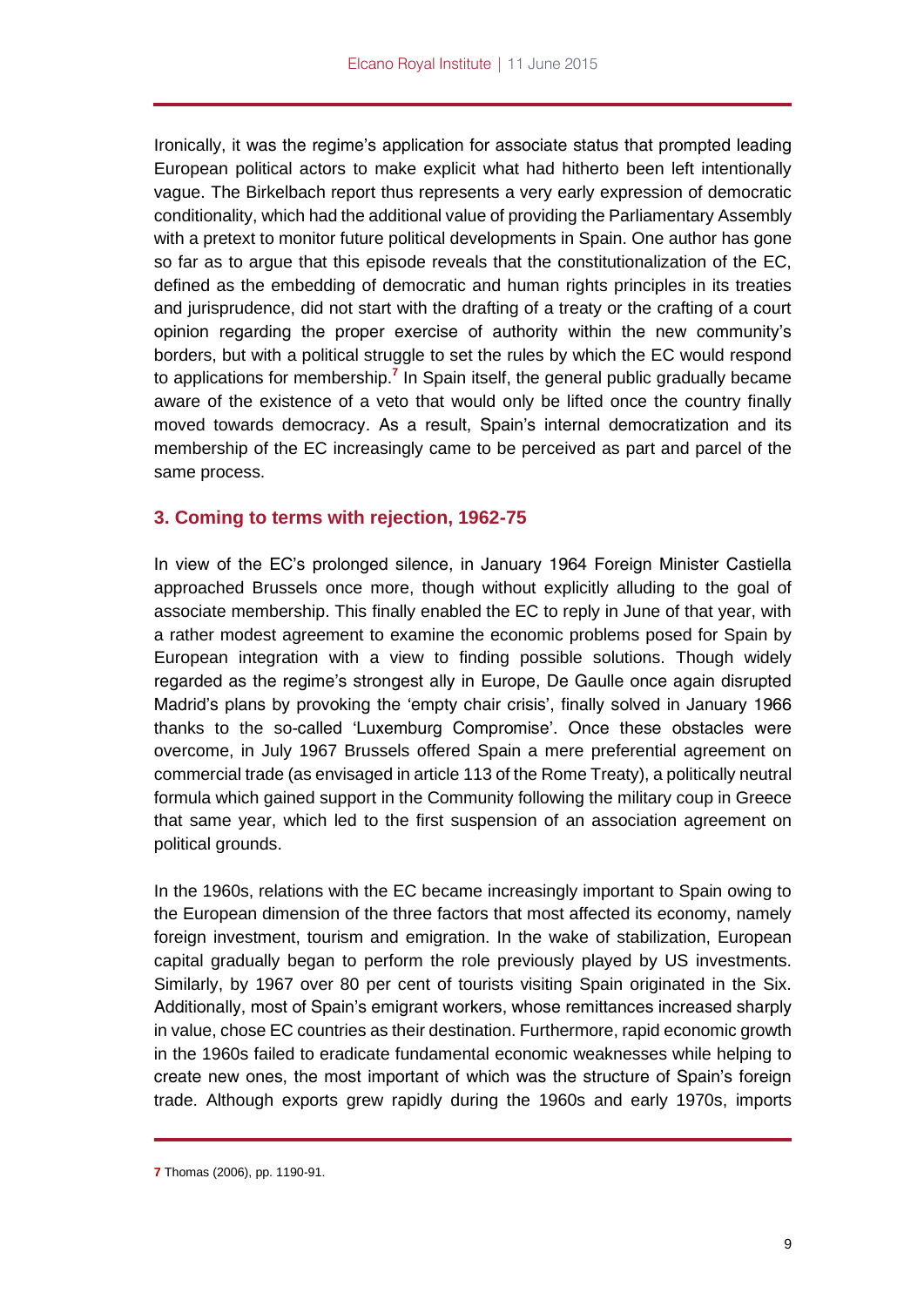Ironically, it was the regime's application for associate status that prompted leading European political actors to make explicit what had hitherto been left intentionally vague. The Birkelbach report thus represents a very early expression of democratic conditionality, which had the additional value of providing the Parliamentary Assembly with a pretext to monitor future political developments in Spain. One author has gone so far as to argue that this episode reveals that the constitutionalization of the EC, defined as the embedding of democratic and human rights principles in its treaties and jurisprudence, did not start with the drafting of a treaty or the crafting of a court opinion regarding the proper exercise of authority within the new community's borders, but with a political struggle to set the rules by which the EC would respond to applications for membership.[7] In Spain itself, the general public gradually became aware of the existence of a veto that would only be lifted once the country finally moved towards democracy. As a result, Spain's internal democratization and its membership of the EC increasingly came to be perceived as part and parcel of the same process.

## 3. Coming to terms with rejection, 1962-75

In view of the EC's prolonged silence, in January 1964 Foreign Minister Castiella approached Brussels once more, though without explicitly alluding to the goal of associate membership. This finally enabled the EC to reply in June of that year, with a rather modest agreement to examine the economic problems posed for Spain by European integration with a view to finding possible solutions. Though widely regarded as the regime's strongest ally in Europe, De Gaulle once again disrupted Madrid's plans by provoking the 'empty chair crisis', finally solved in January 1966 thanks to the so-called 'Luxemburg Compromise'. Once these obstacles were overcome, in July 1967 Brussels offered Spain a mere preferential agreement on commercial trade (as envisaged in article 113 of the Rome Treaty), a politically neutral formula which gained support in the Community following the military coup in Greece that same year, which led to the first suspension of an association agreement on political grounds.

In the 1960s, relations with the EC became increasingly important to Spain owing to the European dimension of the three factors that most affected its economy, namely foreign investment, tourism and emigration. In the wake of stabilization, European capital gradually began to perform the role previously played by US investments. Similarly, by 1967 over 80 per cent of tourists visiting Spain originated in the Six. Additionally, most of Spain's emigrant workers, whose remittances increased sharply in value, chose EC countries as their destination. Furthermore, rapid economic growth in the 1960s failed to eradicate fundamental economic weaknesses while helping to create new ones, the most important of which was the structure of Spain's foreign trade. Although exports grew rapidly during the 1960s and early 1970s, imports

---

7 Thomas (2006), pp. 1190-91.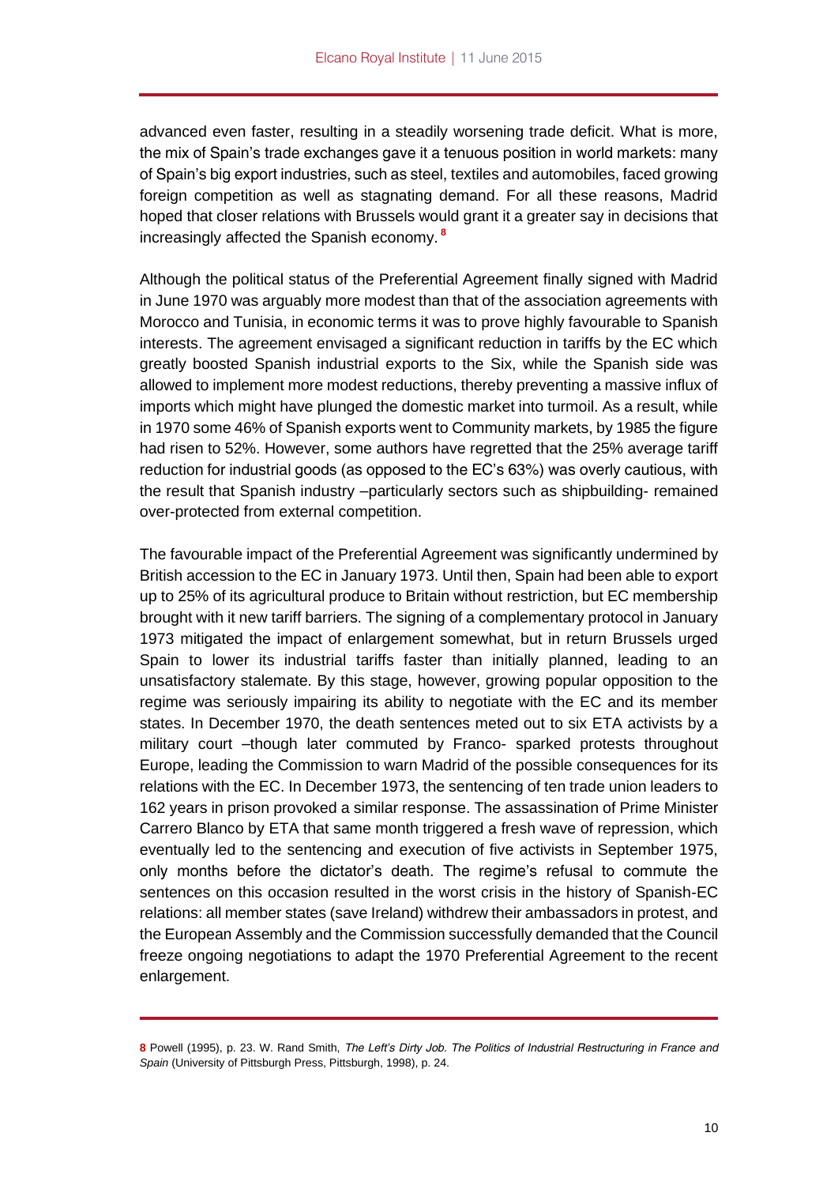advanced even faster, resulting in a steadily worsening trade deficit. What is more, the mix of Spain's trade exchanges gave it a tenuous position in world markets: many of Spain's big export industries, such as steel, textiles and automobiles, faced growing foreign competition as well as stagnating demand. For all these reasons, Madrid hoped that closer relations with Brussels would grant it a greater say in decisions that increasingly affected the Spanish economy. [8]

Although the political status of the Preferential Agreement finally signed with Madrid in June 1970 was arguably more modest than that of the association agreements with Morocco and Tunisia, in economic terms it was to prove highly favourable to Spanish interests. The agreement envisaged a significant reduction in tariffs by the EC which greatly boosted Spanish industrial exports to the Six, while the Spanish side was allowed to implement more modest reductions, thereby preventing a massive influx of imports which might have plunged the domestic market into turmoil. As a result, while in 1970 some 46% of Spanish exports went to Community markets, by 1985 the figure had risen to 52%. However, some authors have regretted that the 25% average tariff reduction for industrial goods (as opposed to the EC's 63%) was overly cautious, with the result that Spanish industry –particularly sectors such as shipbuilding- remained over-protected from external competition.

The favourable impact of the Preferential Agreement was significantly undermined by British accession to the EC in January 1973. Until then, Spain had been able to export up to 25% of its agricultural produce to Britain without restriction, but EC membership brought with it new tariff barriers. The signing of a complementary protocol in January 1973 mitigated the impact of enlargement somewhat, but in return Brussels urged Spain to lower its industrial tariffs faster than initially planned, leading to an unsatisfactory stalemate. By this stage, however, growing popular opposition to the regime was seriously impairing its ability to negotiate with the EC and its member states. In December 1970, the death sentences meted out to six ETA activists by a military court –though later commuted by Franco- sparked protests throughout Europe, leading the Commission to warn Madrid of the possible consequences for its relations with the EC. In December 1973, the sentencing of ten trade union leaders to 162 years in prison provoked a similar response. The assassination of Prime Minister Carrero Blanco by ETA that same month triggered a fresh wave of repression, which eventually led to the sentencing and execution of five activists in September 1975, only months before the dictator's death. The regime's refusal to commute the sentences on this occasion resulted in the worst crisis in the history of Spanish-EC relations: all member states (save Ireland) withdrew their ambassadors in protest, and the European Assembly and the Commission successfully demanded that the Council freeze ongoing negotiations to adapt the 1970 Preferential Agreement to the recent enlargement.

---

**8** Powell (1995), p. 23. W. Rand Smith, *The Left's Dirty Job. The Politics of Industrial Restructuring in France and Spain* (University of Pittsburgh Press, Pittsburgh, 1998), p. 24.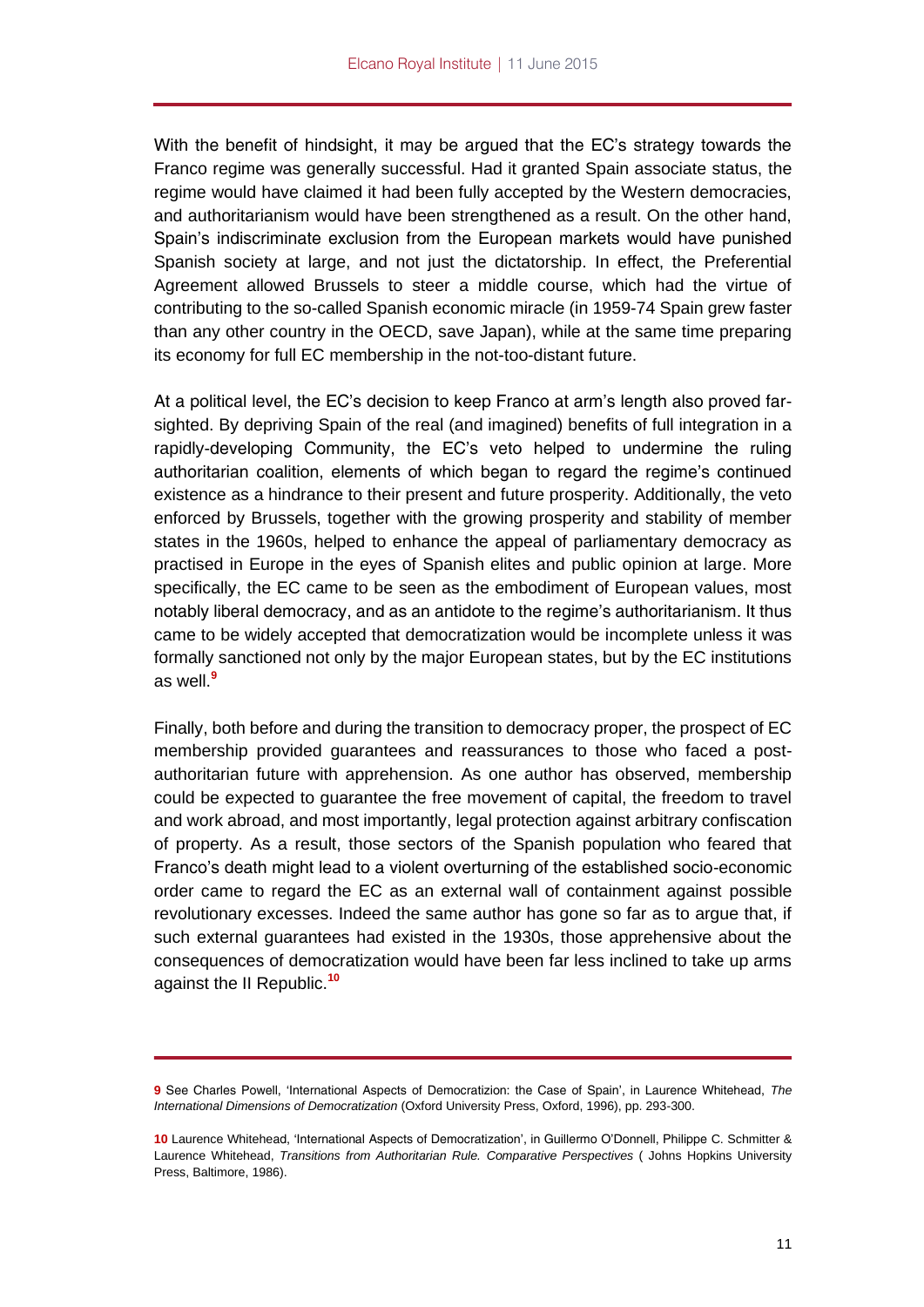With the benefit of hindsight, it may be argued that the EC's strategy towards the Franco regime was generally successful. Had it granted Spain associate status, the regime would have claimed it had been fully accepted by the Western democracies, and authoritarianism would have been strengthened as a result. On the other hand, Spain's indiscriminate exclusion from the European markets would have punished Spanish society at large, and not just the dictatorship. In effect, the Preferential Agreement allowed Brussels to steer a middle course, which had the virtue of contributing to the so-called Spanish economic miracle (in 1959-74 Spain grew faster than any other country in the OECD, save Japan), while at the same time preparing its economy for full EC membership in the not-too-distant future.

At a political level, the EC's decision to keep Franco at arm's length also proved far-sighted. By depriving Spain of the real (and imagined) benefits of full integration in a rapidly-developing Community, the EC's veto helped to undermine the ruling authoritarian coalition, elements of which began to regard the regime's continued existence as a hindrance to their present and future prosperity. Additionally, the veto enforced by Brussels, together with the growing prosperity and stability of member states in the 1960s, helped to enhance the appeal of parliamentary democracy as practised in Europe in the eyes of Spanish elites and public opinion at large. More specifically, the EC came to be seen as the embodiment of European values, most notably liberal democracy, and as an antidote to the regime's authoritarianism. It thus came to be widely accepted that democratization would be incomplete unless it was formally sanctioned not only by the major European states, but by the EC institutions as well.[9]

Finally, both before and during the transition to democracy proper, the prospect of EC membership provided guarantees and reassurances to those who faced a post-authoritarian future with apprehension. As one author has observed, membership could be expected to guarantee the free movement of capital, the freedom to travel and work abroad, and most importantly, legal protection against arbitrary confiscation of property. As a result, those sectors of the Spanish population who feared that Franco's death might lead to a violent overturning of the established socio-economic order came to regard the EC as an external wall of containment against possible revolutionary excesses. Indeed the same author has gone so far as to argue that, if such external guarantees had existed in the 1930s, those apprehensive about the consequences of democratization would have been far less inclined to take up arms against the II Republic.[10]

---

**9** See Charles Powell, 'International Aspects of Democratizion: the Case of Spain', in Laurence Whitehead, *The International Dimensions of Democratization* (Oxford University Press, Oxford, 1996), pp. 293-300.

**10** Laurence Whitehead, 'International Aspects of Democratization', in Guillermo O'Donnell, Philippe C. Schmitter & Laurence Whitehead, *Transitions from Authoritarian Rule. Comparative Perspectives* ( Johns Hopkins University Press, Baltimore, 1986).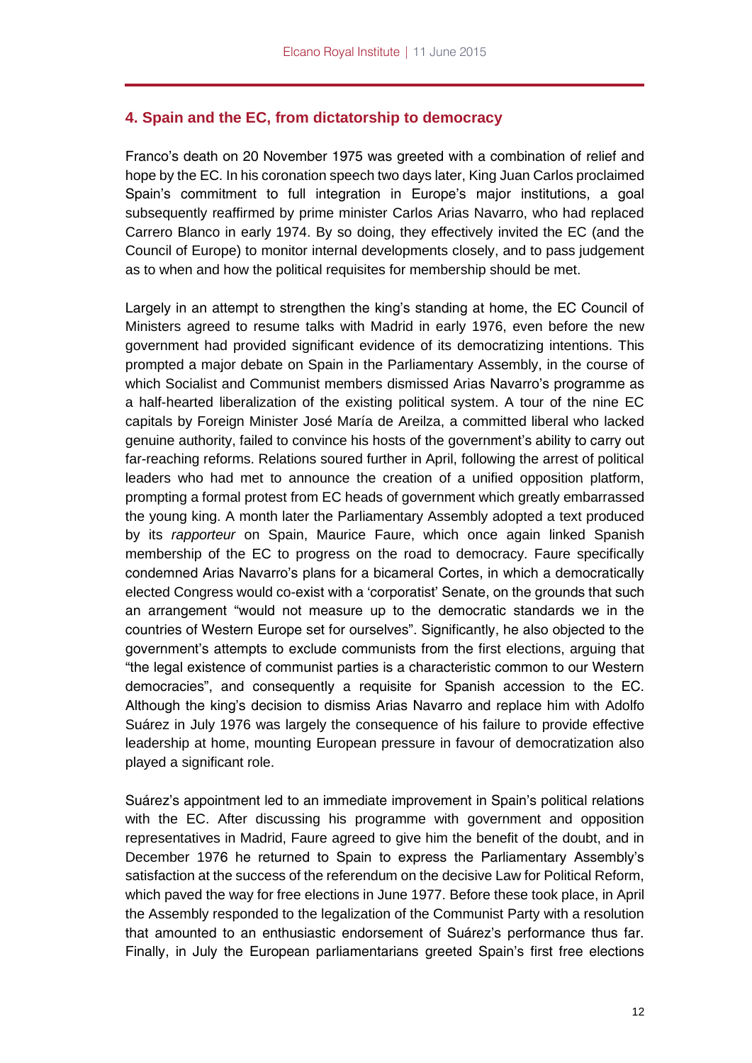## 4. Spain and the EC, from dictatorship to democracy

Franco's death on 20 November 1975 was greeted with a combination of relief and hope by the EC. In his coronation speech two days later, King Juan Carlos proclaimed Spain's commitment to full integration in Europe's major institutions, a goal subsequently reaffirmed by prime minister Carlos Arias Navarro, who had replaced Carrero Blanco in early 1974. By so doing, they effectively invited the EC (and the Council of Europe) to monitor internal developments closely, and to pass judgement as to when and how the political requisites for membership should be met.

Largely in an attempt to strengthen the king's standing at home, the EC Council of Ministers agreed to resume talks with Madrid in early 1976, even before the new government had provided significant evidence of its democratizing intentions. This prompted a major debate on Spain in the Parliamentary Assembly, in the course of which Socialist and Communist members dismissed Arias Navarro's programme as a half-hearted liberalization of the existing political system. A tour of the nine EC capitals by Foreign Minister José María de Areilza, a committed liberal who lacked genuine authority, failed to convince his hosts of the government's ability to carry out far-reaching reforms. Relations soured further in April, following the arrest of political leaders who had met to announce the creation of a unified opposition platform, prompting a formal protest from EC heads of government which greatly embarrassed the young king. A month later the Parliamentary Assembly adopted a text produced by its *rapporteur* on Spain, Maurice Faure, which once again linked Spanish membership of the EC to progress on the road to democracy. Faure specifically condemned Arias Navarro's plans for a bicameral Cortes, in which a democratically elected Congress would co-exist with a 'corporatist' Senate, on the grounds that such an arrangement "would not measure up to the democratic standards we in the countries of Western Europe set for ourselves". Significantly, he also objected to the government's attempts to exclude communists from the first elections, arguing that "the legal existence of communist parties is a characteristic common to our Western democracies", and consequently a requisite for Spanish accession to the EC. Although the king's decision to dismiss Arias Navarro and replace him with Adolfo Suárez in July 1976 was largely the consequence of his failure to provide effective leadership at home, mounting European pressure in favour of democratization also played a significant role.

Suárez's appointment led to an immediate improvement in Spain's political relations with the EC. After discussing his programme with government and opposition representatives in Madrid, Faure agreed to give him the benefit of the doubt, and in December 1976 he returned to Spain to express the Parliamentary Assembly's satisfaction at the success of the referendum on the decisive Law for Political Reform, which paved the way for free elections in June 1977. Before these took place, in April the Assembly responded to the legalization of the Communist Party with a resolution that amounted to an enthusiastic endorsement of Suárez's performance thus far. Finally, in July the European parliamentarians greeted Spain's first free elections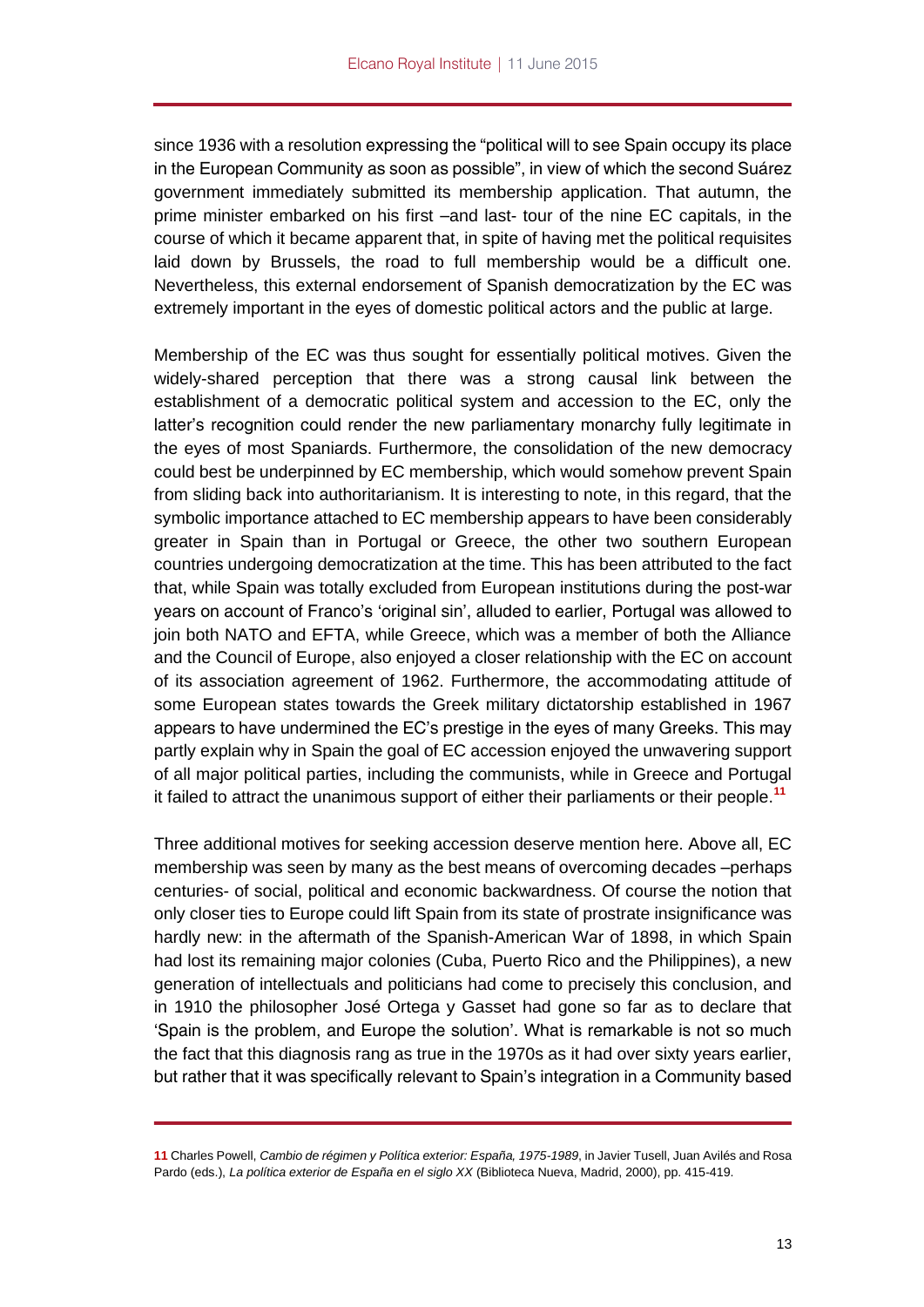since 1936 with a resolution expressing the "political will to see Spain occupy its place in the European Community as soon as possible", in view of which the second Suárez government immediately submitted its membership application. That autumn, the prime minister embarked on his first –and last- tour of the nine EC capitals, in the course of which it became apparent that, in spite of having met the political requisites laid down by Brussels, the road to full membership would be a difficult one. Nevertheless, this external endorsement of Spanish democratization by the EC was extremely important in the eyes of domestic political actors and the public at large.

Membership of the EC was thus sought for essentially political motives. Given the widely-shared perception that there was a strong causal link between the establishment of a democratic political system and accession to the EC, only the latter's recognition could render the new parliamentary monarchy fully legitimate in the eyes of most Spaniards. Furthermore, the consolidation of the new democracy could best be underpinned by EC membership, which would somehow prevent Spain from sliding back into authoritarianism. It is interesting to note, in this regard, that the symbolic importance attached to EC membership appears to have been considerably greater in Spain than in Portugal or Greece, the other two southern European countries undergoing democratization at the time. This has been attributed to the fact that, while Spain was totally excluded from European institutions during the post-war years on account of Franco's 'original sin', alluded to earlier, Portugal was allowed to join both NATO and EFTA, while Greece, which was a member of both the Alliance and the Council of Europe, also enjoyed a closer relationship with the EC on account of its association agreement of 1962. Furthermore, the accommodating attitude of some European states towards the Greek military dictatorship established in 1967 appears to have undermined the EC's prestige in the eyes of many Greeks. This may partly explain why in Spain the goal of EC accession enjoyed the unwavering support of all major political parties, including the communists, while in Greece and Portugal it failed to attract the unanimous support of either their parliaments or their people.[11]

Three additional motives for seeking accession deserve mention here. Above all, EC membership was seen by many as the best means of overcoming decades –perhaps centuries- of social, political and economic backwardness. Of course the notion that only closer ties to Europe could lift Spain from its state of prostrate insignificance was hardly new: in the aftermath of the Spanish-American War of 1898, in which Spain had lost its remaining major colonies (Cuba, Puerto Rico and the Philippines), a new generation of intellectuals and politicians had come to precisely this conclusion, and in 1910 the philosopher José Ortega y Gasset had gone so far as to declare that 'Spain is the problem, and Europe the solution'. What is remarkable is not so much the fact that this diagnosis rang as true in the 1970s as it had over sixty years earlier, but rather that it was specifically relevant to Spain's integration in a Community based

---

[11] Charles Powell, *Cambio de régimen y Política exterior: España, 1975-1989*, in Javier Tusell, Juan Avilés and Rosa Pardo (eds.), *La política exterior de España en el siglo XX* (Biblioteca Nueva, Madrid, 2000), pp. 415-419.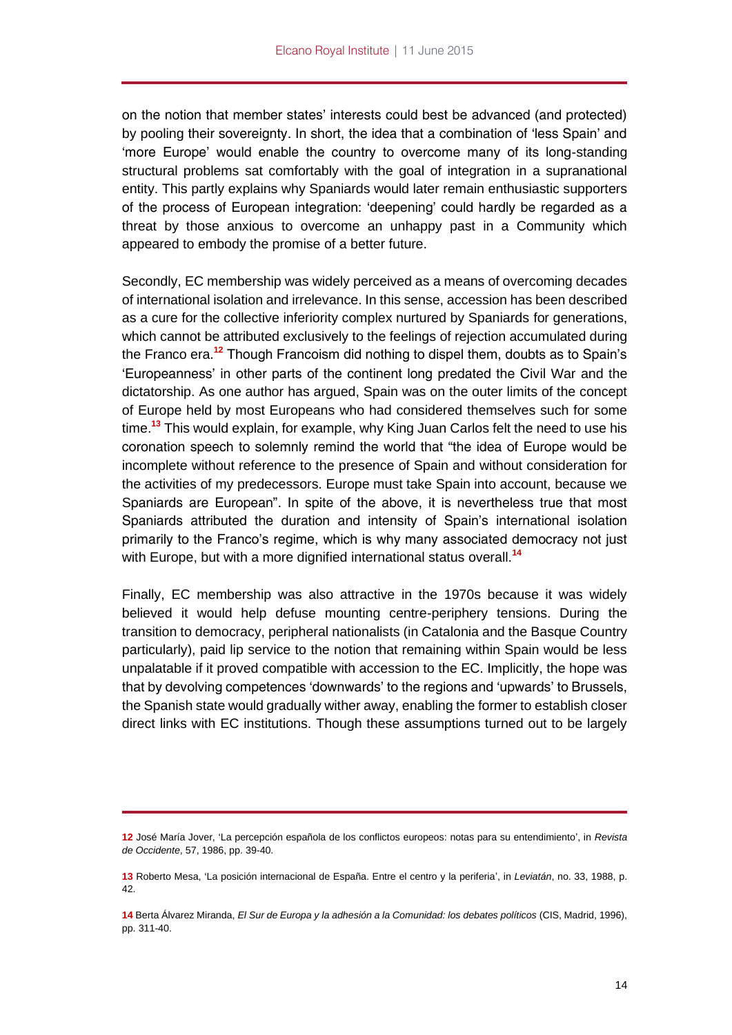on the notion that member states' interests could best be advanced (and protected) by pooling their sovereignty. In short, the idea that a combination of 'less Spain' and 'more Europe' would enable the country to overcome many of its long-standing structural problems sat comfortably with the goal of integration in a supranational entity. This partly explains why Spaniards would later remain enthusiastic supporters of the process of European integration: 'deepening' could hardly be regarded as a threat by those anxious to overcome an unhappy past in a Community which appeared to embody the promise of a better future.

Secondly, EC membership was widely perceived as a means of overcoming decades of international isolation and irrelevance. In this sense, accession has been described as a cure for the collective inferiority complex nurtured by Spaniards for generations, which cannot be attributed exclusively to the feelings of rejection accumulated during the Franco era.[12] Though Francoism did nothing to dispel them, doubts as to Spain's 'Europeanness' in other parts of the continent long predated the Civil War and the dictatorship. As one author has argued, Spain was on the outer limits of the concept of Europe held by most Europeans who had considered themselves such for some time.[13] This would explain, for example, why King Juan Carlos felt the need to use his coronation speech to solemnly remind the world that "the idea of Europe would be incomplete without reference to the presence of Spain and without consideration for the activities of my predecessors. Europe must take Spain into account, because we Spaniards are European". In spite of the above, it is nevertheless true that most Spaniards attributed the duration and intensity of Spain's international isolation primarily to the Franco's regime, which is why many associated democracy not just with Europe, but with a more dignified international status overall.[14]

Finally, EC membership was also attractive in the 1970s because it was widely believed it would help defuse mounting centre-periphery tensions. During the transition to democracy, peripheral nationalists (in Catalonia and the Basque Country particularly), paid lip service to the notion that remaining within Spain would be less unpalatable if it proved compatible with accession to the EC. Implicitly, the hope was that by devolving competences 'downwards' to the regions and 'upwards' to Brussels, the Spanish state would gradually wither away, enabling the former to establish closer direct links with EC institutions. Though these assumptions turned out to be largely

---

**12** José María Jover, 'La percepción española de los conflictos europeos: notas para su entendimiento', in *Revista de Occidente*, 57, 1986, pp. 39-40.

**13** Roberto Mesa, 'La posición internacional de España. Entre el centro y la periferia', in *Leviatán*, no. 33, 1988, p. 42.

**14** Berta Álvarez Miranda, *El Sur de Europa y la adhesión a la Comunidad: los debates políticos* (CIS, Madrid, 1996), pp. 311-40.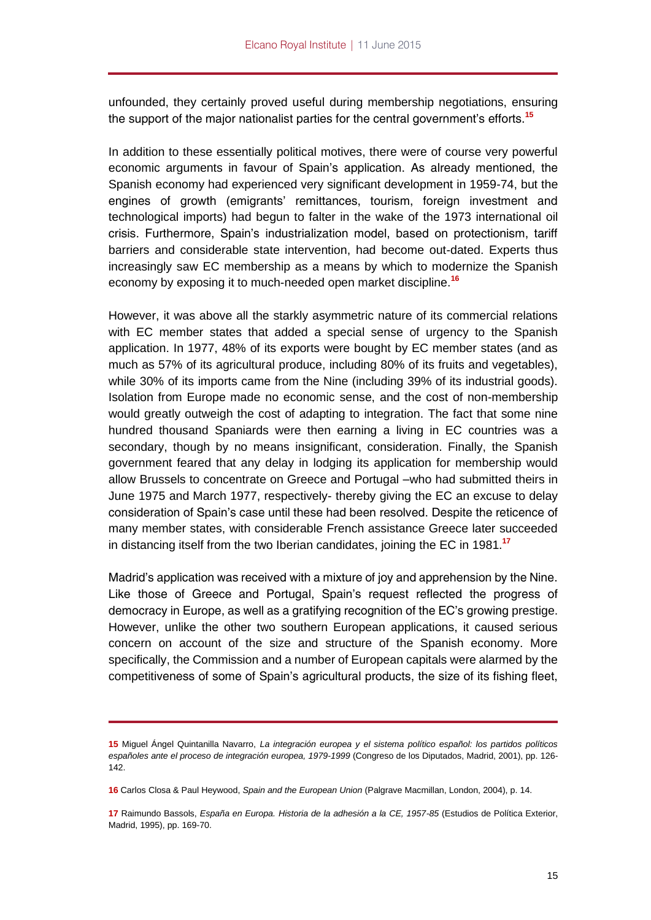unfounded, they certainly proved useful during membership negotiations, ensuring the support of the major nationalist parties for the central government's efforts.[15]

In addition to these essentially political motives, there were of course very powerful economic arguments in favour of Spain's application. As already mentioned, the Spanish economy had experienced very significant development in 1959-74, but the engines of growth (emigrants' remittances, tourism, foreign investment and technological imports) had begun to falter in the wake of the 1973 international oil crisis. Furthermore, Spain's industrialization model, based on protectionism, tariff barriers and considerable state intervention, had become out-dated. Experts thus increasingly saw EC membership as a means by which to modernize the Spanish economy by exposing it to much-needed open market discipline.[16]

However, it was above all the starkly asymmetric nature of its commercial relations with EC member states that added a special sense of urgency to the Spanish application. In 1977, 48% of its exports were bought by EC member states (and as much as 57% of its agricultural produce, including 80% of its fruits and vegetables), while 30% of its imports came from the Nine (including 39% of its industrial goods). Isolation from Europe made no economic sense, and the cost of non-membership would greatly outweigh the cost of adapting to integration. The fact that some nine hundred thousand Spaniards were then earning a living in EC countries was a secondary, though by no means insignificant, consideration. Finally, the Spanish government feared that any delay in lodging its application for membership would allow Brussels to concentrate on Greece and Portugal –who had submitted theirs in June 1975 and March 1977, respectively- thereby giving the EC an excuse to delay consideration of Spain's case until these had been resolved. Despite the reticence of many member states, with considerable French assistance Greece later succeeded in distancing itself from the two Iberian candidates, joining the EC in 1981.[17]

Madrid's application was received with a mixture of joy and apprehension by the Nine. Like those of Greece and Portugal, Spain's request reflected the progress of democracy in Europe, as well as a gratifying recognition of the EC's growing prestige. However, unlike the other two southern European applications, it caused serious concern on account of the size and structure of the Spanish economy. More specifically, the Commission and a number of European capitals were alarmed by the competitiveness of some of Spain's agricultural products, the size of its fishing fleet,

---

**15** Miguel Ángel Quintanilla Navarro, *La integración europea y el sistema político español: los partidos políticos españoles ante el proceso de integración europea, 1979-1999* (Congreso de los Diputados, Madrid, 2001), pp. 126-142.

**16** Carlos Closa & Paul Heywood, *Spain and the European Union* (Palgrave Macmillan, London, 2004), p. 14.

**17** Raimundo Bassols, *España en Europa. Historia de la adhesión a la CE, 1957-85* (Estudios de Política Exterior, Madrid, 1995), pp. 169-70.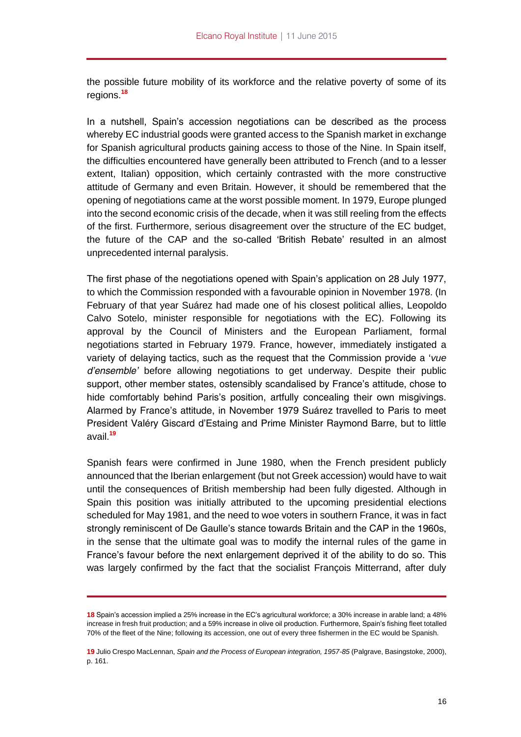the possible future mobility of its workforce and the relative poverty of some of its regions.[18]

In a nutshell, Spain's accession negotiations can be described as the process whereby EC industrial goods were granted access to the Spanish market in exchange for Spanish agricultural products gaining access to those of the Nine. In Spain itself, the difficulties encountered have generally been attributed to French (and to a lesser extent, Italian) opposition, which certainly contrasted with the more constructive attitude of Germany and even Britain. However, it should be remembered that the opening of negotiations came at the worst possible moment. In 1979, Europe plunged into the second economic crisis of the decade, when it was still reeling from the effects of the first. Furthermore, serious disagreement over the structure of the EC budget, the future of the CAP and the so-called 'British Rebate' resulted in an almost unprecedented internal paralysis.

The first phase of the negotiations opened with Spain's application on 28 July 1977, to which the Commission responded with a favourable opinion in November 1978. (In February of that year Suárez had made one of his closest political allies, Leopoldo Calvo Sotelo, minister responsible for negotiations with the EC). Following its approval by the Council of Ministers and the European Parliament, formal negotiations started in February 1979. France, however, immediately instigated a variety of delaying tactics, such as the request that the Commission provide a '*vue d'ensemble*' before allowing negotiations to get underway. Despite their public support, other member states, ostensibly scandalised by France's attitude, chose to hide comfortably behind Paris's position, artfully concealing their own misgivings. Alarmed by France's attitude, in November 1979 Suárez travelled to Paris to meet President Valéry Giscard d'Estaing and Prime Minister Raymond Barre, but to little avail.[19]

Spanish fears were confirmed in June 1980, when the French president publicly announced that the Iberian enlargement (but not Greek accession) would have to wait until the consequences of British membership had been fully digested. Although in Spain this position was initially attributed to the upcoming presidential elections scheduled for May 1981, and the need to woe voters in southern France, it was in fact strongly reminiscent of De Gaulle's stance towards Britain and the CAP in the 1960s, in the sense that the ultimate goal was to modify the internal rules of the game in France's favour before the next enlargement deprived it of the ability to do so. This was largely confirmed by the fact that the socialist François Mitterrand, after duly

---

**18** Spain's accession implied a 25% increase in the EC's agricultural workforce; a 30% increase in arable land; a 48% increase in fresh fruit production; and a 59% increase in olive oil production. Furthermore, Spain's fishing fleet totalled 70% of the fleet of the Nine; following its accession, one out of every three fishermen in the EC would be Spanish.

**19** Julio Crespo MacLennan, *Spain and the Process of European integration, 1957-85* (Palgrave, Basingstoke, 2000), p. 161.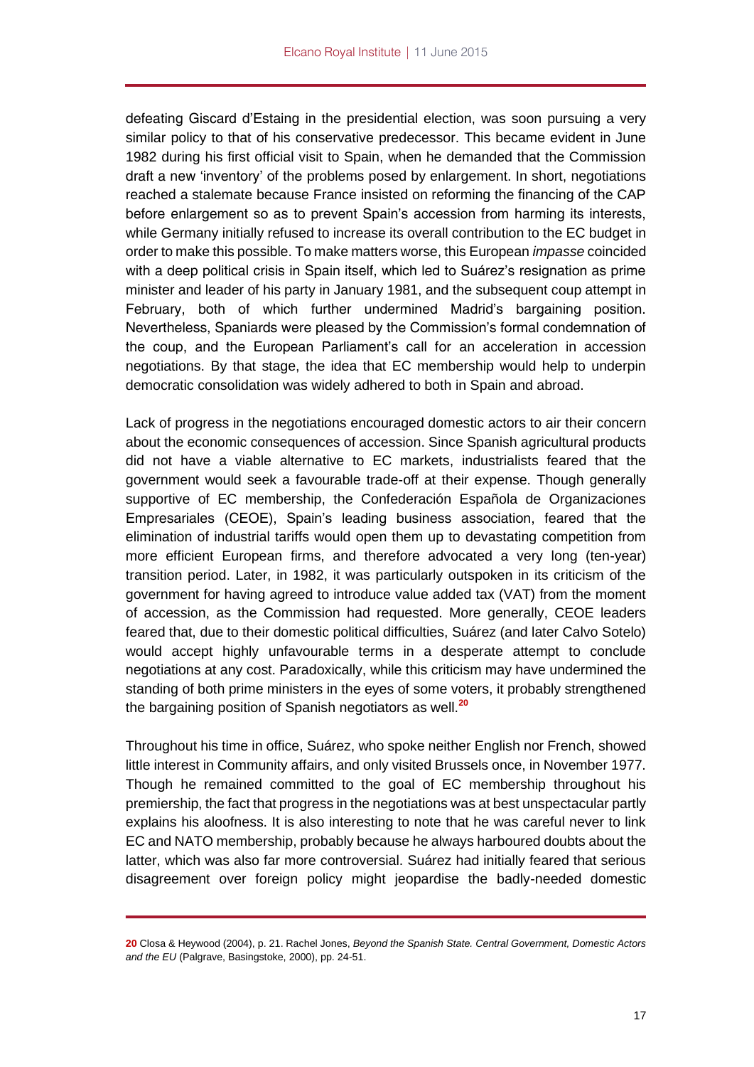defeating Giscard d'Estaing in the presidential election, was soon pursuing a very similar policy to that of his conservative predecessor. This became evident in June 1982 during his first official visit to Spain, when he demanded that the Commission draft a new 'inventory' of the problems posed by enlargement. In short, negotiations reached a stalemate because France insisted on reforming the financing of the CAP before enlargement so as to prevent Spain's accession from harming its interests, while Germany initially refused to increase its overall contribution to the EC budget in order to make this possible. To make matters worse, this European *impasse* coincided with a deep political crisis in Spain itself, which led to Suárez's resignation as prime minister and leader of his party in January 1981, and the subsequent coup attempt in February, both of which further undermined Madrid's bargaining position. Nevertheless, Spaniards were pleased by the Commission's formal condemnation of the coup, and the European Parliament's call for an acceleration in accession negotiations. By that stage, the idea that EC membership would help to underpin democratic consolidation was widely adhered to both in Spain and abroad.

Lack of progress in the negotiations encouraged domestic actors to air their concern about the economic consequences of accession. Since Spanish agricultural products did not have a viable alternative to EC markets, industrialists feared that the government would seek a favourable trade-off at their expense. Though generally supportive of EC membership, the Confederación Española de Organizaciones Empresariales (CEOE), Spain's leading business association, feared that the elimination of industrial tariffs would open them up to devastating competition from more efficient European firms, and therefore advocated a very long (ten-year) transition period. Later, in 1982, it was particularly outspoken in its criticism of the government for having agreed to introduce value added tax (VAT) from the moment of accession, as the Commission had requested. More generally, CEOE leaders feared that, due to their domestic political difficulties, Suárez (and later Calvo Sotelo) would accept highly unfavourable terms in a desperate attempt to conclude negotiations at any cost. Paradoxically, while this criticism may have undermined the standing of both prime ministers in the eyes of some voters, it probably strengthened the bargaining position of Spanish negotiators as well.[20]

Throughout his time in office, Suárez, who spoke neither English nor French, showed little interest in Community affairs, and only visited Brussels once, in November 1977. Though he remained committed to the goal of EC membership throughout his premiership, the fact that progress in the negotiations was at best unspectacular partly explains his aloofness. It is also interesting to note that he was careful never to link EC and NATO membership, probably because he always harboured doubts about the latter, which was also far more controversial. Suárez had initially feared that serious disagreement over foreign policy might jeopardise the badly-needed domestic

---

**20** Closa & Heywood (2004), p. 21. Rachel Jones, *Beyond the Spanish State. Central Government, Domestic Actors and the EU* (Palgrave, Basingstoke, 2000), pp. 24-51.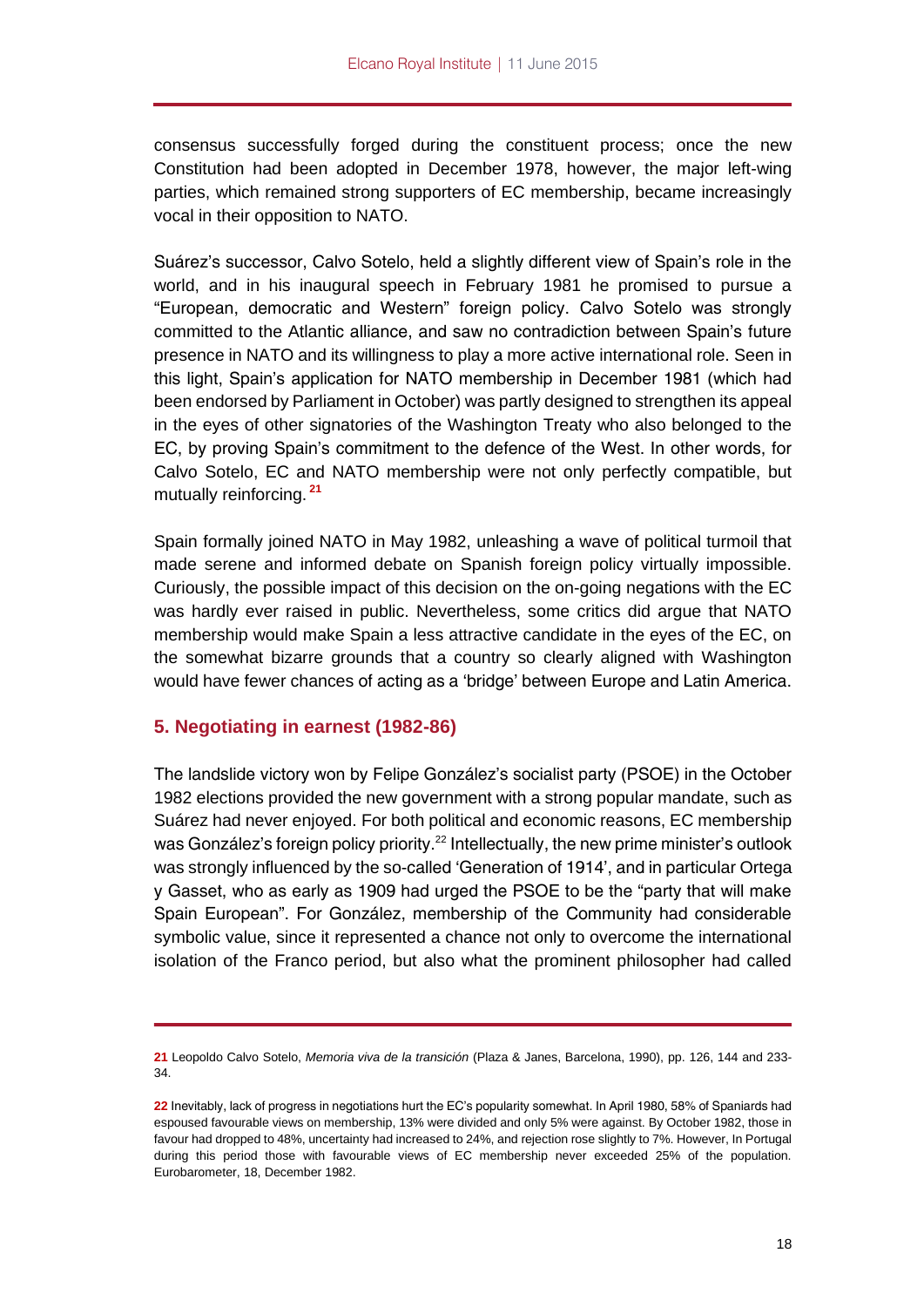consensus successfully forged during the constituent process; once the new Constitution had been adopted in December 1978, however, the major left-wing parties, which remained strong supporters of EC membership, became increasingly vocal in their opposition to NATO.

Suárez's successor, Calvo Sotelo, held a slightly different view of Spain's role in the world, and in his inaugural speech in February 1981 he promised to pursue a "European, democratic and Western" foreign policy. Calvo Sotelo was strongly committed to the Atlantic alliance, and saw no contradiction between Spain's future presence in NATO and its willingness to play a more active international role. Seen in this light, Spain's application for NATO membership in December 1981 (which had been endorsed by Parliament in October) was partly designed to strengthen its appeal in the eyes of other signatories of the Washington Treaty who also belonged to the EC, by proving Spain's commitment to the defence of the West. In other words, for Calvo Sotelo, EC and NATO membership were not only perfectly compatible, but mutually reinforcing.[21]

Spain formally joined NATO in May 1982, unleashing a wave of political turmoil that made serene and informed debate on Spanish foreign policy virtually impossible. Curiously, the possible impact of this decision on the on-going negations with the EC was hardly ever raised in public. Nevertheless, some critics did argue that NATO membership would make Spain a less attractive candidate in the eyes of the EC, on the somewhat bizarre grounds that a country so clearly aligned with Washington would have fewer chances of acting as a 'bridge' between Europe and Latin America.

## 5. Negotiating in earnest (1982-86)

The landslide victory won by Felipe González's socialist party (PSOE) in the October 1982 elections provided the new government with a strong popular mandate, such as Suárez had never enjoyed. For both political and economic reasons, EC membership was González's foreign policy priority.[22] Intellectually, the new prime minister's outlook was strongly influenced by the so-called 'Generation of 1914', and in particular Ortega y Gasset, who as early as 1909 had urged the PSOE to be the "party that will make Spain European". For González, membership of the Community had considerable symbolic value, since it represented a chance not only to overcome the international isolation of the Franco period, but also what the prominent philosopher had called

---

**21** Leopoldo Calvo Sotelo, *Memoria viva de la transición* (Plaza & Janes, Barcelona, 1990), pp. 126, 144 and 233-34.

**22** Inevitably, lack of progress in negotiations hurt the EC's popularity somewhat. In April 1980, 58% of Spaniards had espoused favourable views on membership, 13% were divided and only 5% were against. By October 1982, those in favour had dropped to 48%, uncertainty had increased to 24%, and rejection rose slightly to 7%. However, In Portugal during this period those with favourable views of EC membership never exceeded 25% of the population. Eurobarometer, 18, December 1982.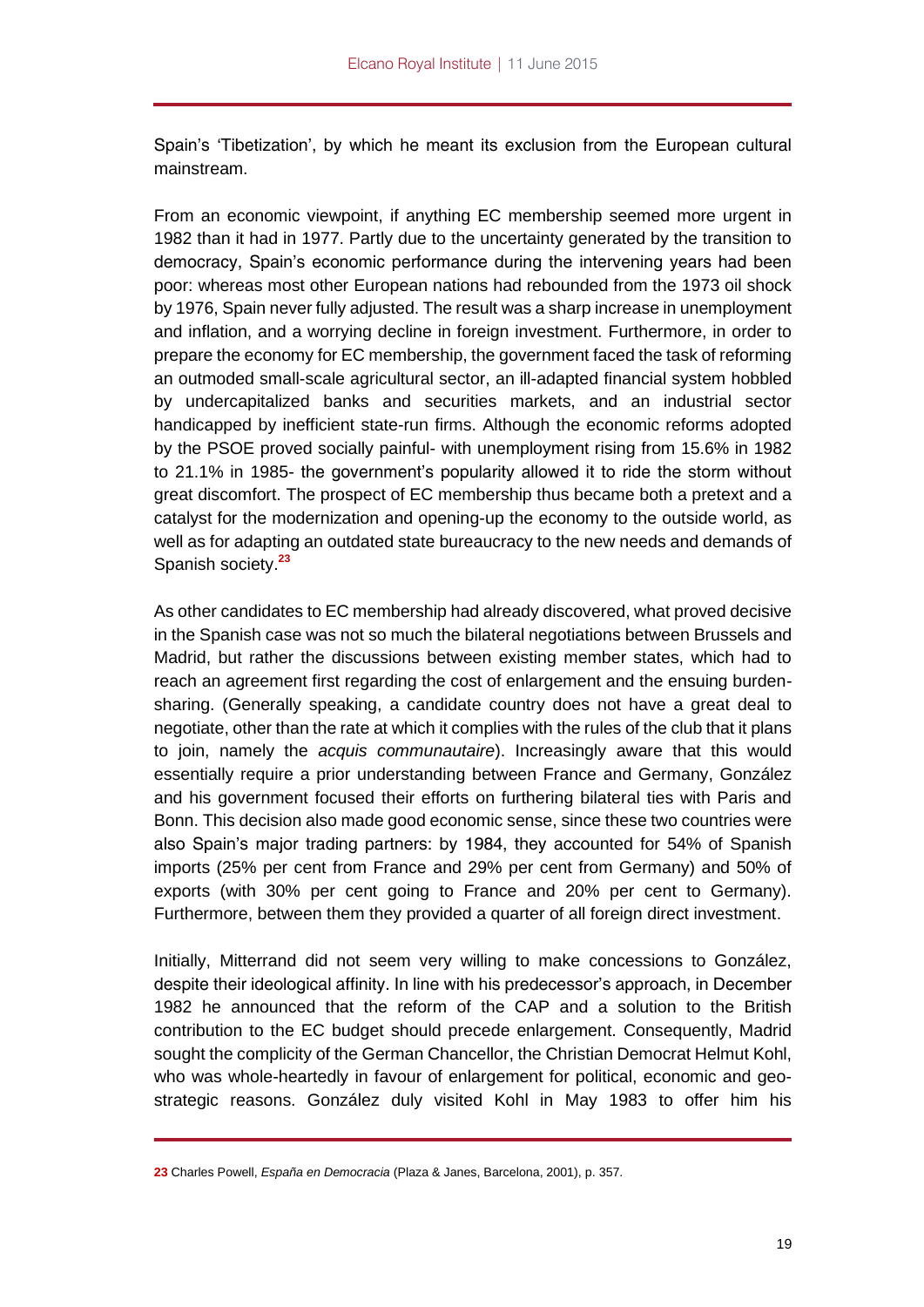Spain's 'Tibetization', by which he meant its exclusion from the European cultural mainstream.

From an economic viewpoint, if anything EC membership seemed more urgent in 1982 than it had in 1977. Partly due to the uncertainty generated by the transition to democracy, Spain's economic performance during the intervening years had been poor: whereas most other European nations had rebounded from the 1973 oil shock by 1976, Spain never fully adjusted. The result was a sharp increase in unemployment and inflation, and a worrying decline in foreign investment. Furthermore, in order to prepare the economy for EC membership, the government faced the task of reforming an outmoded small-scale agricultural sector, an ill-adapted financial system hobbled by undercapitalized banks and securities markets, and an industrial sector handicapped by inefficient state-run firms. Although the economic reforms adopted by the PSOE proved socially painful- with unemployment rising from 15.6% in 1982 to 21.1% in 1985- the government's popularity allowed it to ride the storm without great discomfort. The prospect of EC membership thus became both a pretext and a catalyst for the modernization and opening-up the economy to the outside world, as well as for adapting an outdated state bureaucracy to the new needs and demands of Spanish society.[23]

As other candidates to EC membership had already discovered, what proved decisive in the Spanish case was not so much the bilateral negotiations between Brussels and Madrid, but rather the discussions between existing member states, which had to reach an agreement first regarding the cost of enlargement and the ensuing burden-sharing. (Generally speaking, a candidate country does not have a great deal to negotiate, other than the rate at which it complies with the rules of the club that it plans to join, namely the *acquis communautaire*). Increasingly aware that this would essentially require a prior understanding between France and Germany, González and his government focused their efforts on furthering bilateral ties with Paris and Bonn. This decision also made good economic sense, since these two countries were also Spain's major trading partners: by 1984, they accounted for 54% of Spanish imports (25% per cent from France and 29% per cent from Germany) and 50% of exports (with 30% per cent going to France and 20% per cent to Germany). Furthermore, between them they provided a quarter of all foreign direct investment.

Initially, Mitterrand did not seem very willing to make concessions to González, despite their ideological affinity. In line with his predecessor's approach, in December 1982 he announced that the reform of the CAP and a solution to the British contribution to the EC budget should precede enlargement. Consequently, Madrid sought the complicity of the German Chancellor, the Christian Democrat Helmut Kohl, who was whole-heartedly in favour of enlargement for political, economic and geo-strategic reasons. González duly visited Kohl in May 1983 to offer him his

23 Charles Powell, *España en Democracia* (Plaza & Janes, Barcelona, 2001), p. 357.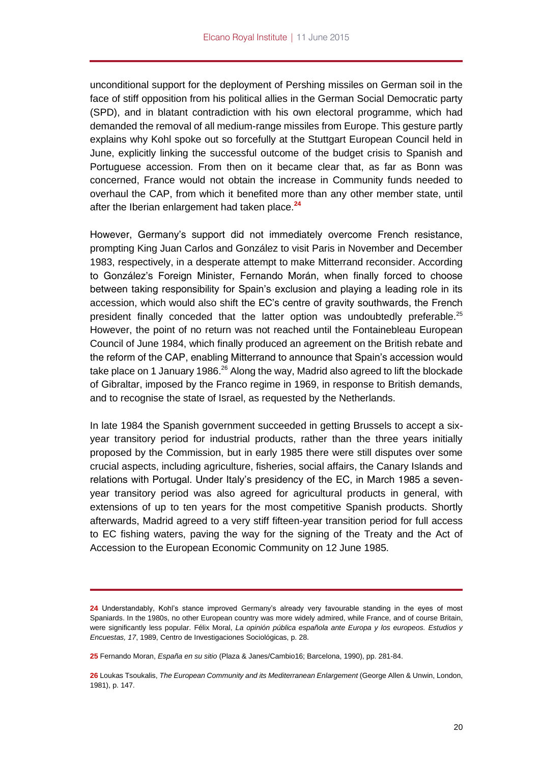unconditional support for the deployment of Pershing missiles on German soil in the face of stiff opposition from his political allies in the German Social Democratic party (SPD), and in blatant contradiction with his own electoral programme, which had demanded the removal of all medium-range missiles from Europe. This gesture partly explains why Kohl spoke out so forcefully at the Stuttgart European Council held in June, explicitly linking the successful outcome of the budget crisis to Spanish and Portuguese accession. From then on it became clear that, as far as Bonn was concerned, France would not obtain the increase in Community funds needed to overhaul the CAP, from which it benefited more than any other member state, until after the Iberian enlargement had taken place.[24]

However, Germany's support did not immediately overcome French resistance, prompting King Juan Carlos and González to visit Paris in November and December 1983, respectively, in a desperate attempt to make Mitterrand reconsider. According to González's Foreign Minister, Fernando Morán, when finally forced to choose between taking responsibility for Spain's exclusion and playing a leading role in its accession, which would also shift the EC's centre of gravity southwards, the French president finally conceded that the latter option was undoubtedly preferable.[25] However, the point of no return was not reached until the Fontainebleau European Council of June 1984, which finally produced an agreement on the British rebate and the reform of the CAP, enabling Mitterrand to announce that Spain's accession would take place on 1 January 1986.[26] Along the way, Madrid also agreed to lift the blockade of Gibraltar, imposed by the Franco regime in 1969, in response to British demands, and to recognise the state of Israel, as requested by the Netherlands.

In late 1984 the Spanish government succeeded in getting Brussels to accept a six-year transitory period for industrial products, rather than the three years initially proposed by the Commission, but in early 1985 there were still disputes over some crucial aspects, including agriculture, fisheries, social affairs, the Canary Islands and relations with Portugal. Under Italy's presidency of the EC, in March 1985 a seven-year transitory period was also agreed for agricultural products in general, with extensions of up to ten years for the most competitive Spanish products. Shortly afterwards, Madrid agreed to a very stiff fifteen-year transition period for full access to EC fishing waters, paving the way for the signing of the Treaty and the Act of Accession to the European Economic Community on 12 June 1985.

---

**24** Understandably, Kohl's stance improved Germany's already very favourable standing in the eyes of most Spaniards. In the 1980s, no other European country was more widely admired, while France, and of course Britain, were significantly less popular. Félix Moral, *La opinión pública española ante Europa y los europeos. Estudios y Encuestas, 17*, 1989, Centro de Investigaciones Sociológicas, p. 28.

**25** Fernando Moran, *España en su sitio* (Plaza & Janes/Cambio16; Barcelona, 1990), pp. 281-84.

**26** Loukas Tsoukalis, *The European Community and its Mediterranean Enlargement* (George Allen & Unwin, London, 1981), p. 147.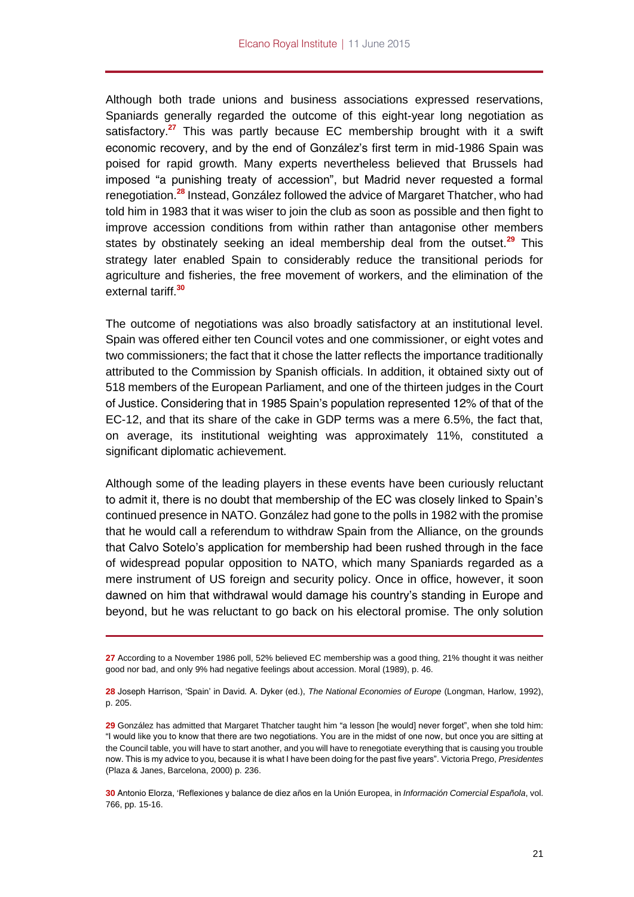Although both trade unions and business associations expressed reservations, Spaniards generally regarded the outcome of this eight-year long negotiation as satisfactory.[27] This was partly because EC membership brought with it a swift economic recovery, and by the end of González's first term in mid-1986 Spain was poised for rapid growth. Many experts nevertheless believed that Brussels had imposed "a punishing treaty of accession", but Madrid never requested a formal renegotiation.[28] Instead, González followed the advice of Margaret Thatcher, who had told him in 1983 that it was wiser to join the club as soon as possible and then fight to improve accession conditions from within rather than antagonise other members states by obstinately seeking an ideal membership deal from the outset.[29] This strategy later enabled Spain to considerably reduce the transitional periods for agriculture and fisheries, the free movement of workers, and the elimination of the external tariff.[30]

The outcome of negotiations was also broadly satisfactory at an institutional level. Spain was offered either ten Council votes and one commissioner, or eight votes and two commissioners; the fact that it chose the latter reflects the importance traditionally attributed to the Commission by Spanish officials. In addition, it obtained sixty out of 518 members of the European Parliament, and one of the thirteen judges in the Court of Justice. Considering that in 1985 Spain's population represented 12% of that of the EC-12, and that its share of the cake in GDP terms was a mere 6.5%, the fact that, on average, its institutional weighting was approximately 11%, constituted a significant diplomatic achievement.

Although some of the leading players in these events have been curiously reluctant to admit it, there is no doubt that membership of the EC was closely linked to Spain's continued presence in NATO. González had gone to the polls in 1982 with the promise that he would call a referendum to withdraw Spain from the Alliance, on the grounds that Calvo Sotelo's application for membership had been rushed through in the face of widespread popular opposition to NATO, which many Spaniards regarded as a mere instrument of US foreign and security policy. Once in office, however, it soon dawned on him that withdrawal would damage his country's standing in Europe and beyond, but he was reluctant to go back on his electoral promise. The only solution

---

**27** According to a November 1986 poll, 52% believed EC membership was a good thing, 21% thought it was neither good nor bad, and only 9% had negative feelings about accession. Moral (1989), p. 46.

**28** Joseph Harrison, 'Spain' in David. A. Dyker (ed.), *The National Economies of Europe* (Longman, Harlow, 1992), p. 205.

**29** González has admitted that Margaret Thatcher taught him "a lesson [he would] never forget", when she told him: "I would like you to know that there are two negotiations. You are in the midst of one now, but once you are sitting at the Council table, you will have to start another, and you will have to renegotiate everything that is causing you trouble now. This is my advice to you, because it is what I have been doing for the past five years". Victoria Prego, *Presidentes* (Plaza & Janes, Barcelona, 2000) p. 236.

**30** Antonio Elorza, 'Reflexiones y balance de diez años en la Unión Europea, in *Información Comercial Española*, vol. 766, pp. 15-16.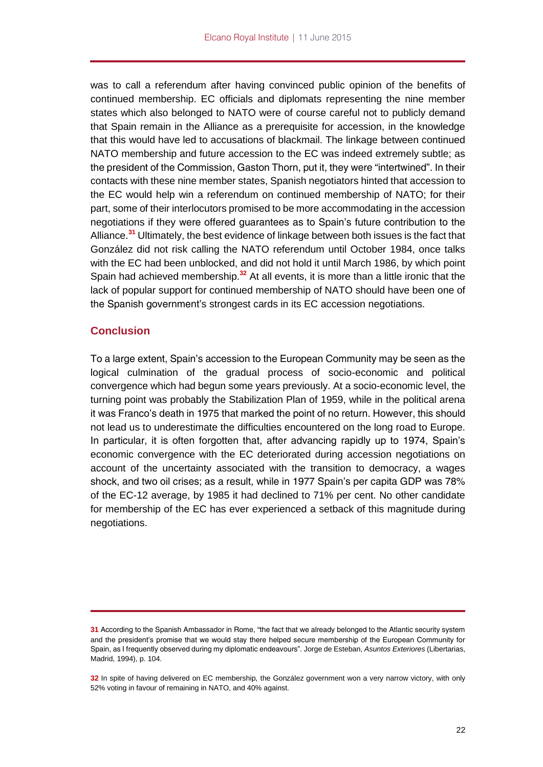was to call a referendum after having convinced public opinion of the benefits of continued membership. EC officials and diplomats representing the nine member states which also belonged to NATO were of course careful not to publicly demand that Spain remain in the Alliance as a prerequisite for accession, in the knowledge that this would have led to accusations of blackmail. The linkage between continued NATO membership and future accession to the EC was indeed extremely subtle; as the president of the Commission, Gaston Thorn, put it, they were "intertwined". In their contacts with these nine member states, Spanish negotiators hinted that accession to the EC would help win a referendum on continued membership of NATO; for their part, some of their interlocutors promised to be more accommodating in the accession negotiations if they were offered guarantees as to Spain's future contribution to the Alliance.[31] Ultimately, the best evidence of linkage between both issues is the fact that González did not risk calling the NATO referendum until October 1984, once talks with the EC had been unblocked, and did not hold it until March 1986, by which point Spain had achieved membership.[32] At all events, it is more than a little ironic that the lack of popular support for continued membership of NATO should have been one of the Spanish government's strongest cards in its EC accession negotiations.

## Conclusion

To a large extent, Spain's accession to the European Community may be seen as the logical culmination of the gradual process of socio-economic and political convergence which had begun some years previously. At a socio-economic level, the turning point was probably the Stabilization Plan of 1959, while in the political arena it was Franco's death in 1975 that marked the point of no return. However, this should not lead us to underestimate the difficulties encountered on the long road to Europe. In particular, it is often forgotten that, after advancing rapidly up to 1974, Spain's economic convergence with the EC deteriorated during accession negotiations on account of the uncertainty associated with the transition to democracy, a wages shock, and two oil crises; as a result, while in 1977 Spain's per capita GDP was 78% of the EC-12 average, by 1985 it had declined to 71% per cent. No other candidate for membership of the EC has ever experienced a setback of this magnitude during negotiations.

---

**31** According to the Spanish Ambassador in Rome, "the fact that we already belonged to the Atlantic security system and the president's promise that we would stay there helped secure membership of the European Community for Spain, as I frequently observed during my diplomatic endeavours". Jorge de Esteban, *Asuntos Exteriores* (Libertarias, Madrid, 1994), p. 104.

**32** In spite of having delivered on EC membership, the González government won a very narrow victory, with only 52% voting in favour of remaining in NATO, and 40% against.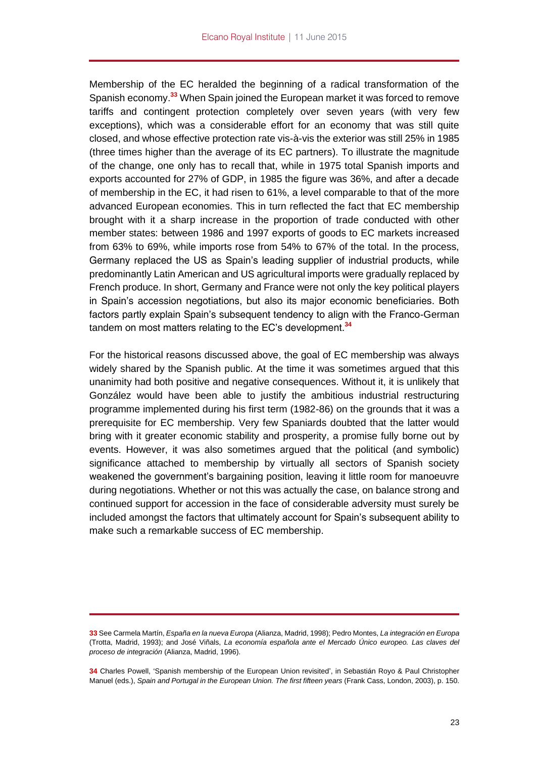Membership of the EC heralded the beginning of a radical transformation of the Spanish economy.[33] When Spain joined the European market it was forced to remove tariffs and contingent protection completely over seven years (with very few exceptions), which was a considerable effort for an economy that was still quite closed, and whose effective protection rate vis-à-vis the exterior was still 25% in 1985 (three times higher than the average of its EC partners). To illustrate the magnitude of the change, one only has to recall that, while in 1975 total Spanish imports and exports accounted for 27% of GDP, in 1985 the figure was 36%, and after a decade of membership in the EC, it had risen to 61%, a level comparable to that of the more advanced European economies. This in turn reflected the fact that EC membership brought with it a sharp increase in the proportion of trade conducted with other member states: between 1986 and 1997 exports of goods to EC markets increased from 63% to 69%, while imports rose from 54% to 67% of the total. In the process, Germany replaced the US as Spain's leading supplier of industrial products, while predominantly Latin American and US agricultural imports were gradually replaced by French produce. In short, Germany and France were not only the key political players in Spain's accession negotiations, but also its major economic beneficiaries. Both factors partly explain Spain's subsequent tendency to align with the Franco-German tandem on most matters relating to the EC's development.[34]

For the historical reasons discussed above, the goal of EC membership was always widely shared by the Spanish public. At the time it was sometimes argued that this unanimity had both positive and negative consequences. Without it, it is unlikely that González would have been able to justify the ambitious industrial restructuring programme implemented during his first term (1982-86) on the grounds that it was a prerequisite for EC membership. Very few Spaniards doubted that the latter would bring with it greater economic stability and prosperity, a promise fully borne out by events. However, it was also sometimes argued that the political (and symbolic) significance attached to membership by virtually all sectors of Spanish society weakened the government's bargaining position, leaving it little room for manoeuvre during negotiations. Whether or not this was actually the case, on balance strong and continued support for accession in the face of considerable adversity must surely be included amongst the factors that ultimately account for Spain's subsequent ability to make such a remarkable success of EC membership.

---

**33** See Carmela Martín, *España en la nueva Europa* (Alianza, Madrid, 1998); Pedro Montes, *La integración en Europa* (Trotta, Madrid, 1993); and José Viñals, *La economía española ante el Mercado Único europeo. Las claves del proceso de integración* (Alianza, Madrid, 1996).

**34** Charles Powell, 'Spanish membership of the European Union revisited', in Sebastián Royo & Paul Christopher Manuel (eds.), *Spain and Portugal in the European Union. The first fifteen years* (Frank Cass, London, 2003), p. 150.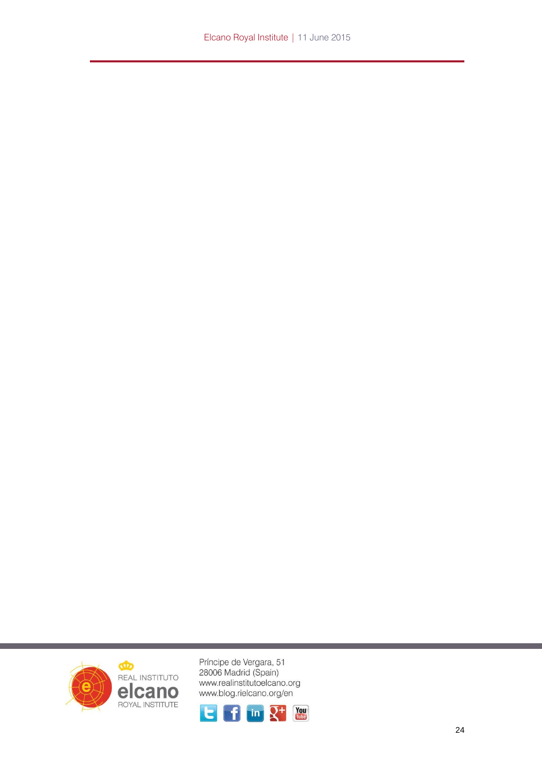Príncipe de Vergara, 51
28006 Madrid (Spain)
www.realinstitutoelcano.org
www.blog.rielcano.org/en